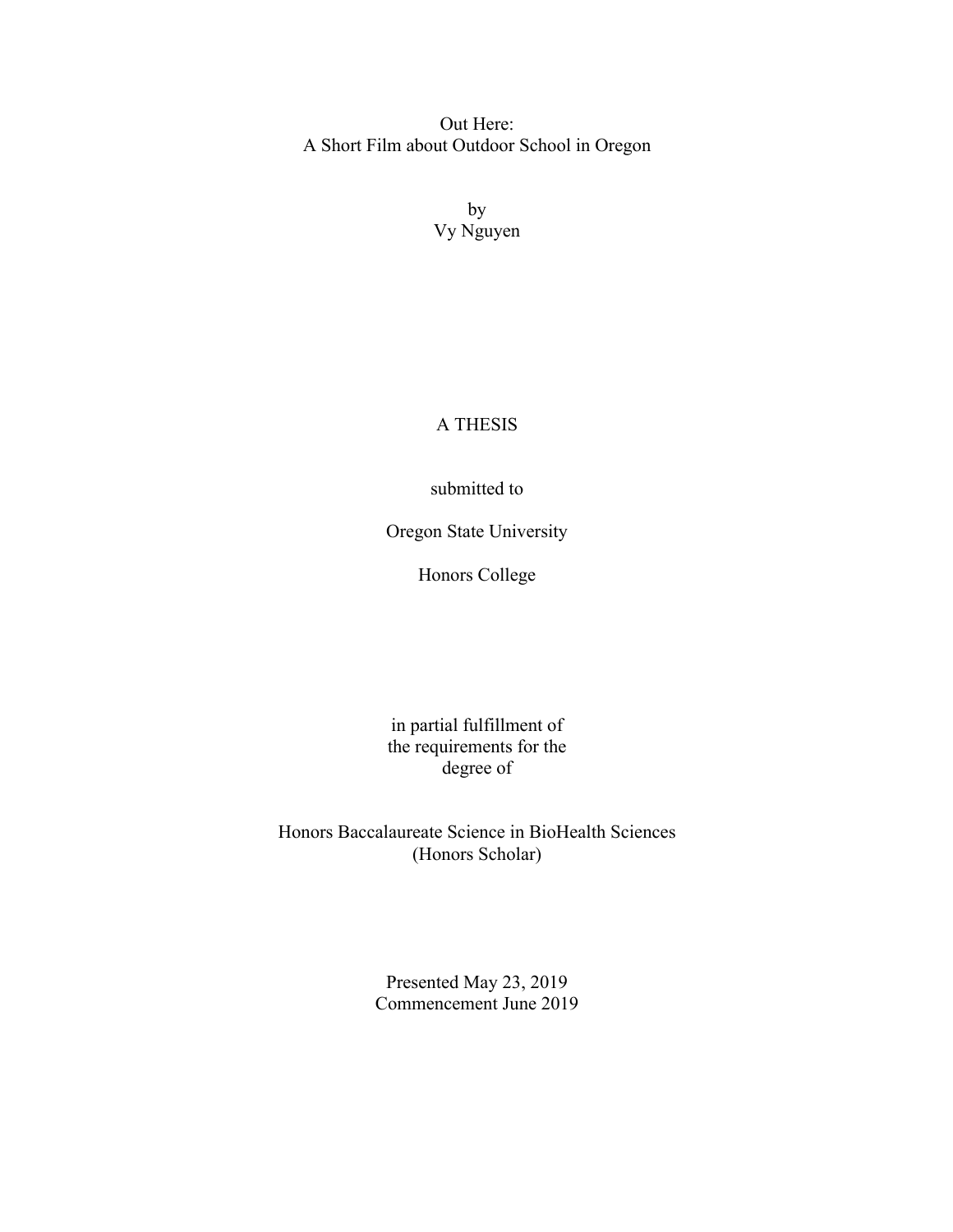# Out Here:
# A Short Film about Outdoor School in Oregon

by
Vy Nguyen

A THESIS

submitted to

Oregon State University

Honors College

in partial fulfillment of
the requirements for the
degree of

Honors Baccalaureate Science in BioHealth Sciences
(Honors Scholar)

Presented May 23, 2019
Commencement June 2019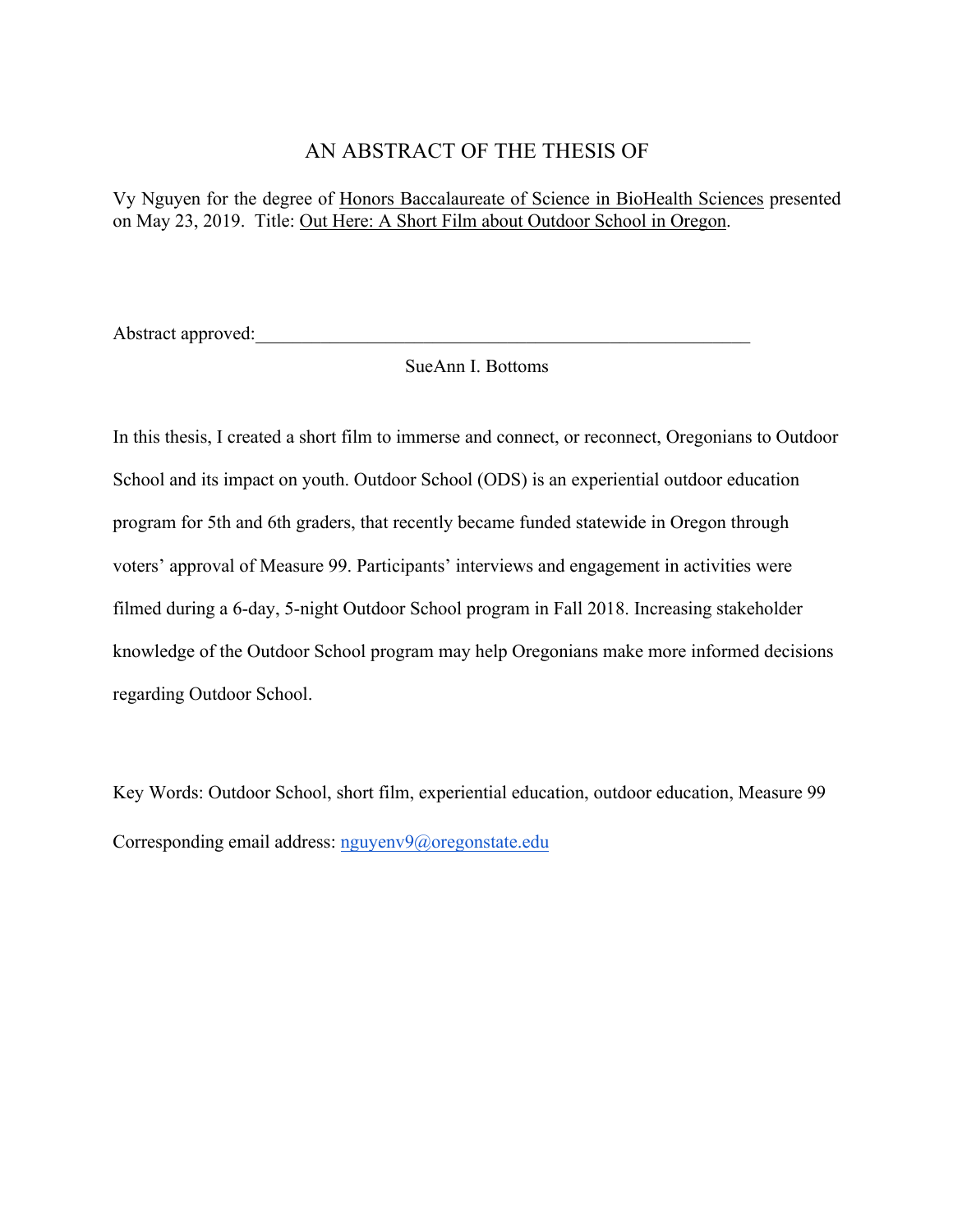# AN ABSTRACT OF THE THESIS OF

Vy Nguyen for the degree of Honors Baccalaureate of Science in BioHealth Sciences presented on May 23, 2019. Title: Out Here: A Short Film about Outdoor School in Oregon.

Abstract approved:_______________________________________________________

SueAnn I. Bottoms

In this thesis, I created a short film to immerse and connect, or reconnect, Oregonians to Outdoor School and its impact on youth. Outdoor School (ODS) is an experiential outdoor education program for 5th and 6th graders, that recently became funded statewide in Oregon through voters' approval of Measure 99. Participants' interviews and engagement in activities were filmed during a 6-day, 5-night Outdoor School program in Fall 2018. Increasing stakeholder knowledge of the Outdoor School program may help Oregonians make more informed decisions regarding Outdoor School.

Key Words: Outdoor School, short film, experiential education, outdoor education, Measure 99

Corresponding email address: nguyenv9@oregonstate.edu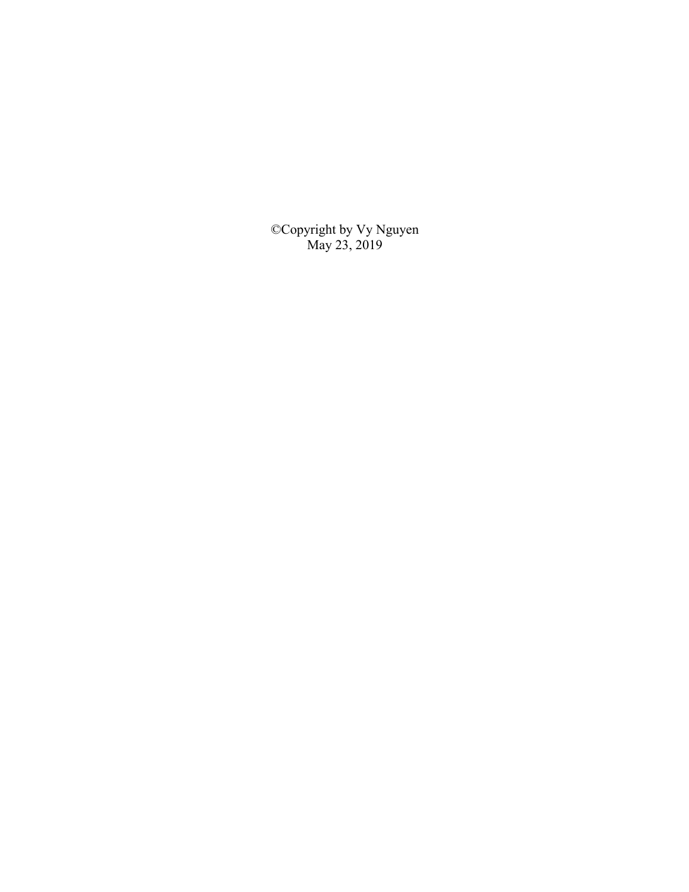©Copyright by Vy Nguyen
May 23, 2019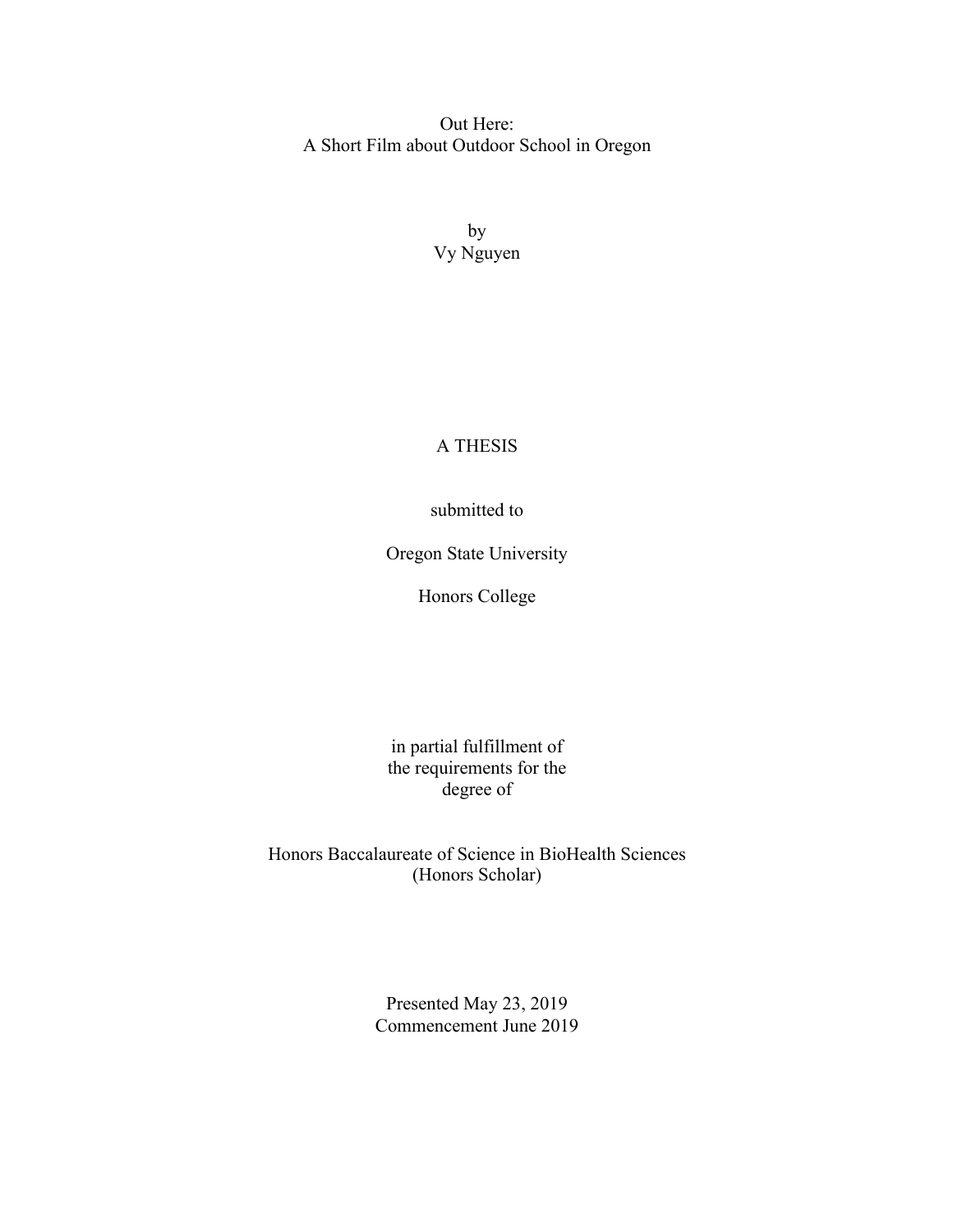Out Here:
A Short Film about Outdoor School in Oregon

by
Vy Nguyen

A THESIS

submitted to

Oregon State University

Honors College

in partial fulfillment of
the requirements for the
degree of

Honors Baccalaureate of Science in BioHealth Sciences
(Honors Scholar)

Presented May 23, 2019
Commencement June 2019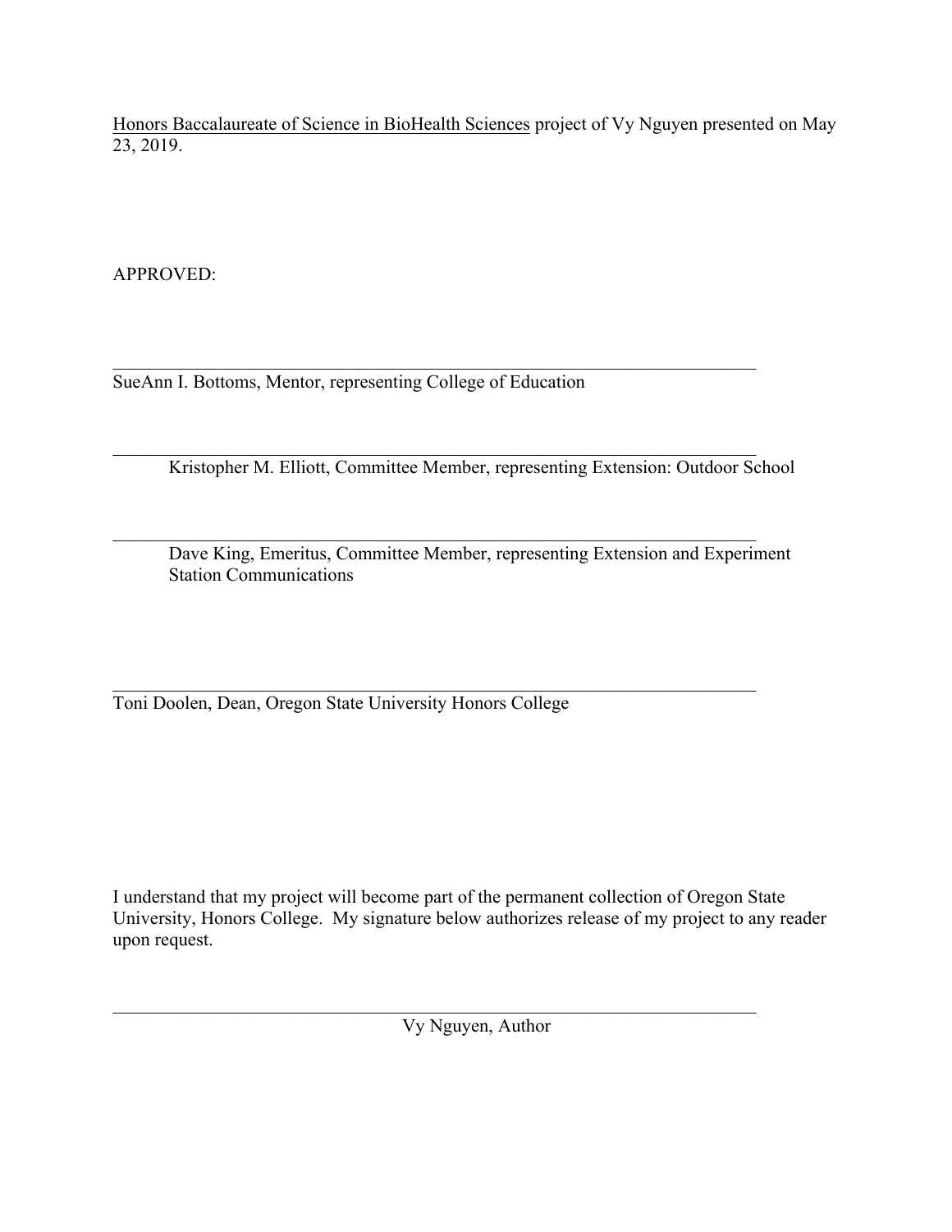Honors Baccalaureate of Science in BioHealth Sciences project of Vy Nguyen presented on May 23, 2019.

APPROVED:

\_\_\_\_\_\_\_\_\_\_\_\_\_\_\_\_\_\_\_\_\_\_\_\_\_\_\_\_\_\_\_\_\_\_\_\_\_\_\_\_\_\_\_\_\_\_\_\_\_\_\_\_\_\_\_\_\_\_\_\_\_\_\_\_\_\_\_\_\_\_\_\_
SueAnn I. Bottoms, Mentor, representing College of Education

\_\_\_\_\_\_\_\_\_\_\_\_\_\_\_\_\_\_\_\_\_\_\_\_\_\_\_\_\_\_\_\_\_\_\_\_\_\_\_\_\_\_\_\_\_\_\_\_\_\_\_\_\_\_\_\_\_\_\_\_\_\_\_\_\_\_\_\_\_\_\_\_
Kristopher M. Elliott, Committee Member, representing Extension: Outdoor School

\_\_\_\_\_\_\_\_\_\_\_\_\_\_\_\_\_\_\_\_\_\_\_\_\_\_\_\_\_\_\_\_\_\_\_\_\_\_\_\_\_\_\_\_\_\_\_\_\_\_\_\_\_\_\_\_\_\_\_\_\_\_\_\_\_\_\_\_\_\_\_\_
Dave King, Emeritus, Committee Member, representing Extension and Experiment Station Communications

\_\_\_\_\_\_\_\_\_\_\_\_\_\_\_\_\_\_\_\_\_\_\_\_\_\_\_\_\_\_\_\_\_\_\_\_\_\_\_\_\_\_\_\_\_\_\_\_\_\_\_\_\_\_\_\_\_\_\_\_\_\_\_\_\_\_\_\_\_\_\_\_
Toni Doolen, Dean, Oregon State University Honors College

I understand that my project will become part of the permanent collection of Oregon State University, Honors College. My signature below authorizes release of my project to any reader upon request.

\_\_\_\_\_\_\_\_\_\_\_\_\_\_\_\_\_\_\_\_\_\_\_\_\_\_\_\_\_\_\_\_\_\_\_\_\_\_\_\_\_\_\_\_\_\_\_\_\_\_\_\_\_\_\_\_\_\_\_\_\_\_\_\_\_\_\_\_\_\_\_\_
Vy Nguyen, Author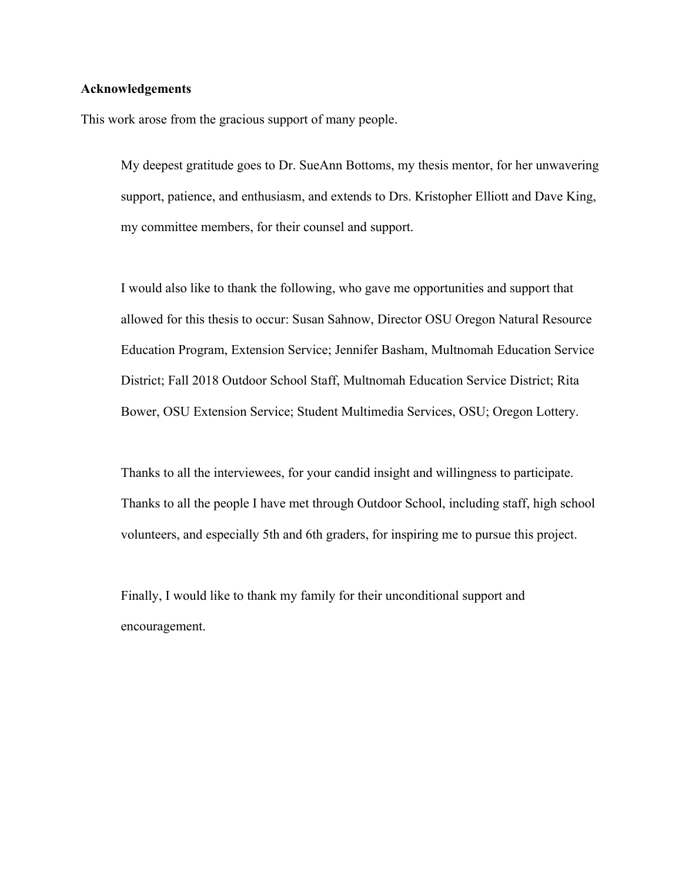## Acknowledgements

This work arose from the gracious support of many people.

My deepest gratitude goes to Dr. SueAnn Bottoms, my thesis mentor, for her unwavering support, patience, and enthusiasm, and extends to Drs. Kristopher Elliott and Dave King, my committee members, for their counsel and support.

I would also like to thank the following, who gave me opportunities and support that allowed for this thesis to occur: Susan Sahnow, Director OSU Oregon Natural Resource Education Program, Extension Service; Jennifer Basham, Multnomah Education Service District; Fall 2018 Outdoor School Staff, Multnomah Education Service District; Rita Bower, OSU Extension Service; Student Multimedia Services, OSU; Oregon Lottery.

Thanks to all the interviewees, for your candid insight and willingness to participate. Thanks to all the people I have met through Outdoor School, including staff, high school volunteers, and especially 5th and 6th graders, for inspiring me to pursue this project.

Finally, I would like to thank my family for their unconditional support and encouragement.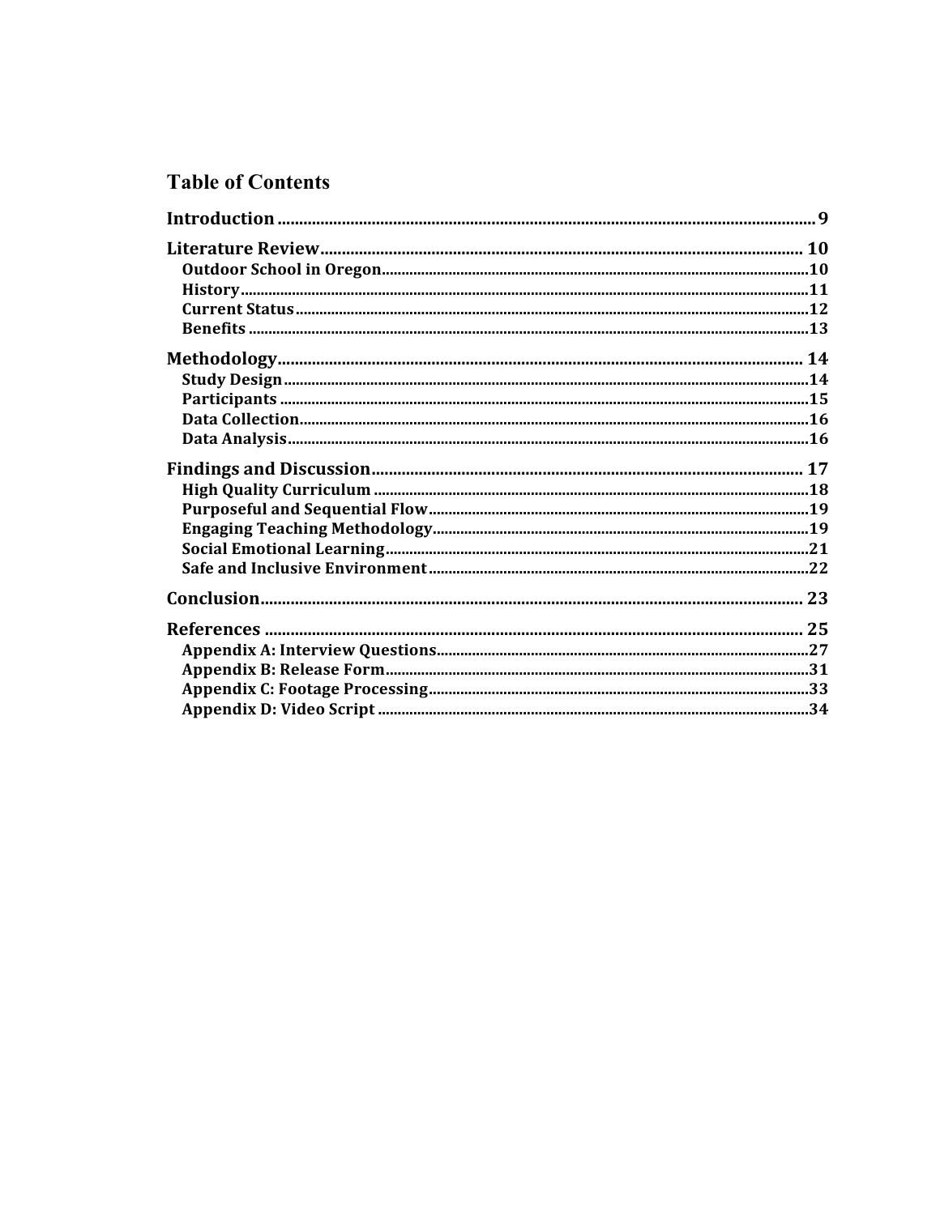# Table of Contents

**Introduction** ........................................................ 9

**Literature Review** ........................................................ 10

- **Outdoor School in Oregon** ........................................................ 10
- **History** ........................................................ 11
- **Current Status** ........................................................ 12
- **Benefits** ........................................................ 13

**Methodology** ........................................................ 14

- **Study Design** ........................................................ 14
- **Participants** ........................................................ 15
- **Data Collection** ........................................................ 16
- **Data Analysis** ........................................................ 16

**Findings and Discussion** ........................................................ 17

- **High Quality Curriculum** ........................................................ 18
- **Purposeful and Sequential Flow** ........................................................ 19
- **Engaging Teaching Methodology** ........................................................ 19
- **Social Emotional Learning** ........................................................ 21
- **Safe and Inclusive Environment** ........................................................ 22

**Conclusion** ........................................................ 23

**References** ........................................................ 25

- **Appendix A: Interview Questions** ........................................................ 27
- **Appendix B: Release Form** ........................................................ 31
- **Appendix C: Footage Processing** ........................................................ 33
- **Appendix D: Video Script** ........................................................ 34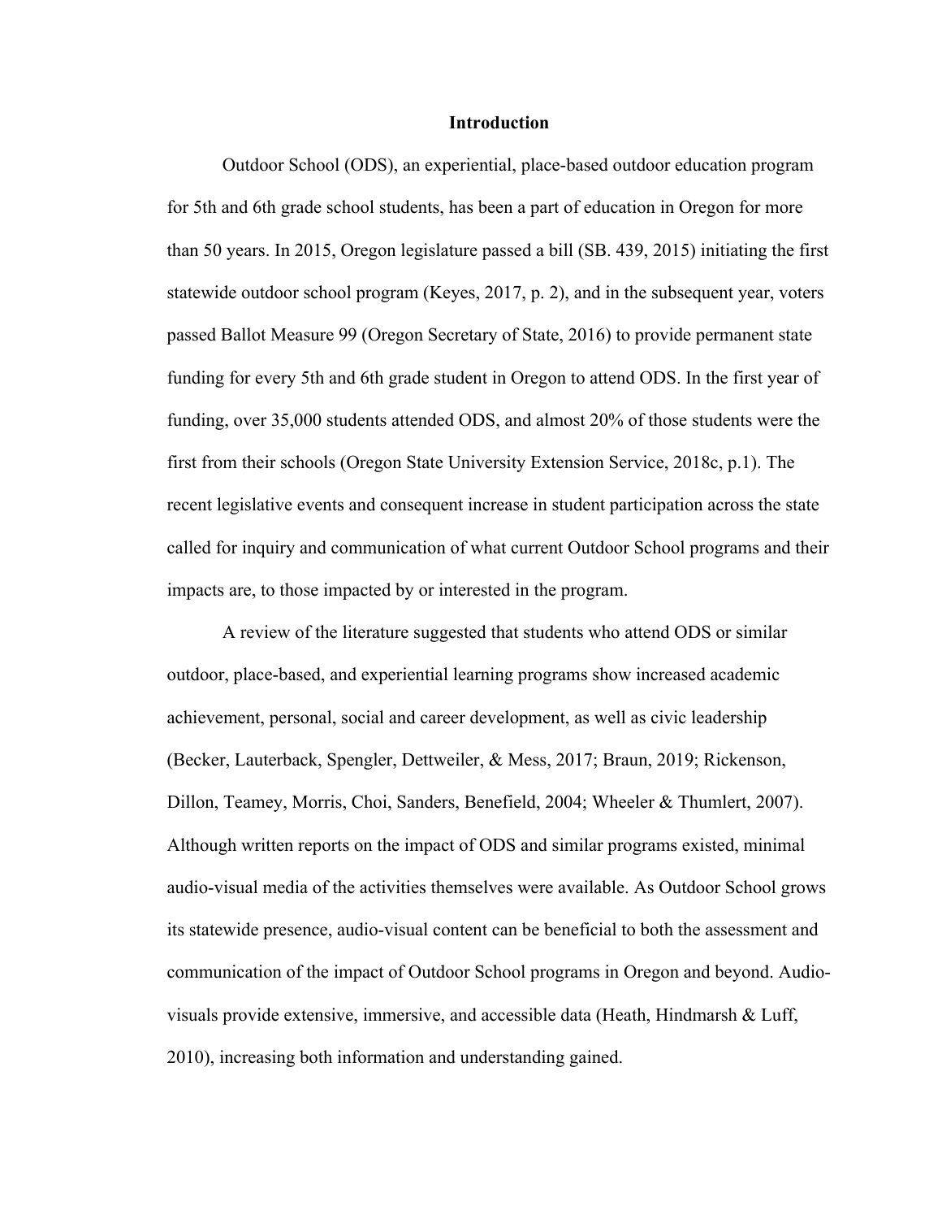# Introduction

Outdoor School (ODS), an experiential, place-based outdoor education program for 5th and 6th grade school students, has been a part of education in Oregon for more than 50 years. In 2015, Oregon legislature passed a bill (SB. 439, 2015) initiating the first statewide outdoor school program (Keyes, 2017, p. 2), and in the subsequent year, voters passed Ballot Measure 99 (Oregon Secretary of State, 2016) to provide permanent state funding for every 5th and 6th grade student in Oregon to attend ODS. In the first year of funding, over 35,000 students attended ODS, and almost 20% of those students were the first from their schools (Oregon State University Extension Service, 2018c, p.1). The recent legislative events and consequent increase in student participation across the state called for inquiry and communication of what current Outdoor School programs and their impacts are, to those impacted by or interested in the program.

A review of the literature suggested that students who attend ODS or similar outdoor, place-based, and experiential learning programs show increased academic achievement, personal, social and career development, as well as civic leadership (Becker, Lauterback, Spengler, Dettweiler, & Mess, 2017; Braun, 2019; Rickenson, Dillon, Teamey, Morris, Choi, Sanders, Benefield, 2004; Wheeler & Thumlert, 2007). Although written reports on the impact of ODS and similar programs existed, minimal audio-visual media of the activities themselves were available. As Outdoor School grows its statewide presence, audio-visual content can be beneficial to both the assessment and communication of the impact of Outdoor School programs in Oregon and beyond. Audio-visuals provide extensive, immersive, and accessible data (Heath, Hindmarsh & Luff, 2010), increasing both information and understanding gained.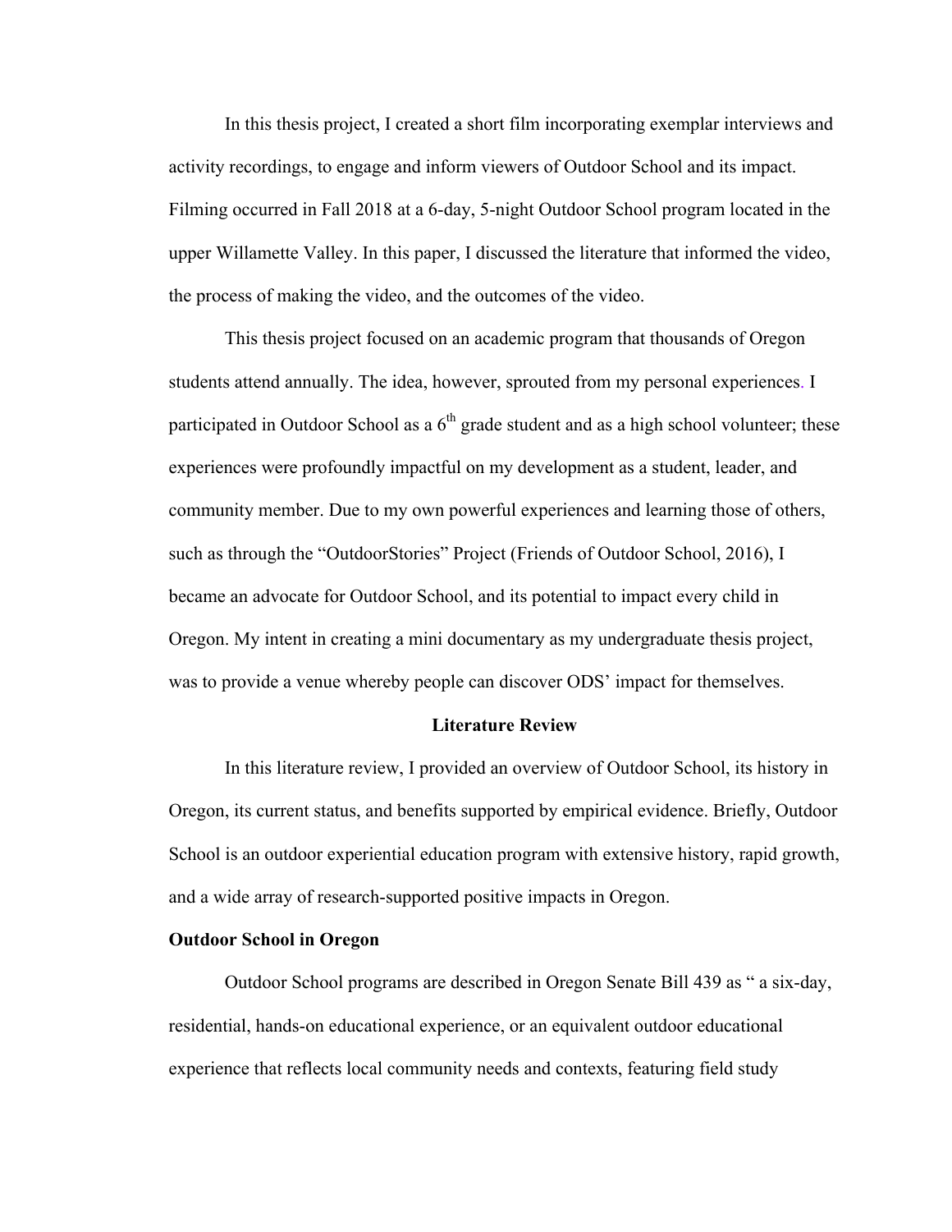In this thesis project, I created a short film incorporating exemplar interviews and activity recordings, to engage and inform viewers of Outdoor School and its impact. Filming occurred in Fall 2018 at a 6-day, 5-night Outdoor School program located in the upper Willamette Valley. In this paper, I discussed the literature that informed the video, the process of making the video, and the outcomes of the video.

This thesis project focused on an academic program that thousands of Oregon students attend annually. The idea, however, sprouted from my personal experiences. I participated in Outdoor School as a 6th grade student and as a high school volunteer; these experiences were profoundly impactful on my development as a student, leader, and community member. Due to my own powerful experiences and learning those of others, such as through the "OutdoorStories" Project (Friends of Outdoor School, 2016), I became an advocate for Outdoor School, and its potential to impact every child in Oregon. My intent in creating a mini documentary as my undergraduate thesis project, was to provide a venue whereby people can discover ODS' impact for themselves.

## Literature Review

In this literature review, I provided an overview of Outdoor School, its history in Oregon, its current status, and benefits supported by empirical evidence. Briefly, Outdoor School is an outdoor experiential education program with extensive history, rapid growth, and a wide array of research-supported positive impacts in Oregon.

### Outdoor School in Oregon

Outdoor School programs are described in Oregon Senate Bill 439 as " a six-day, residential, hands-on educational experience, or an equivalent outdoor educational experience that reflects local community needs and contexts, featuring field study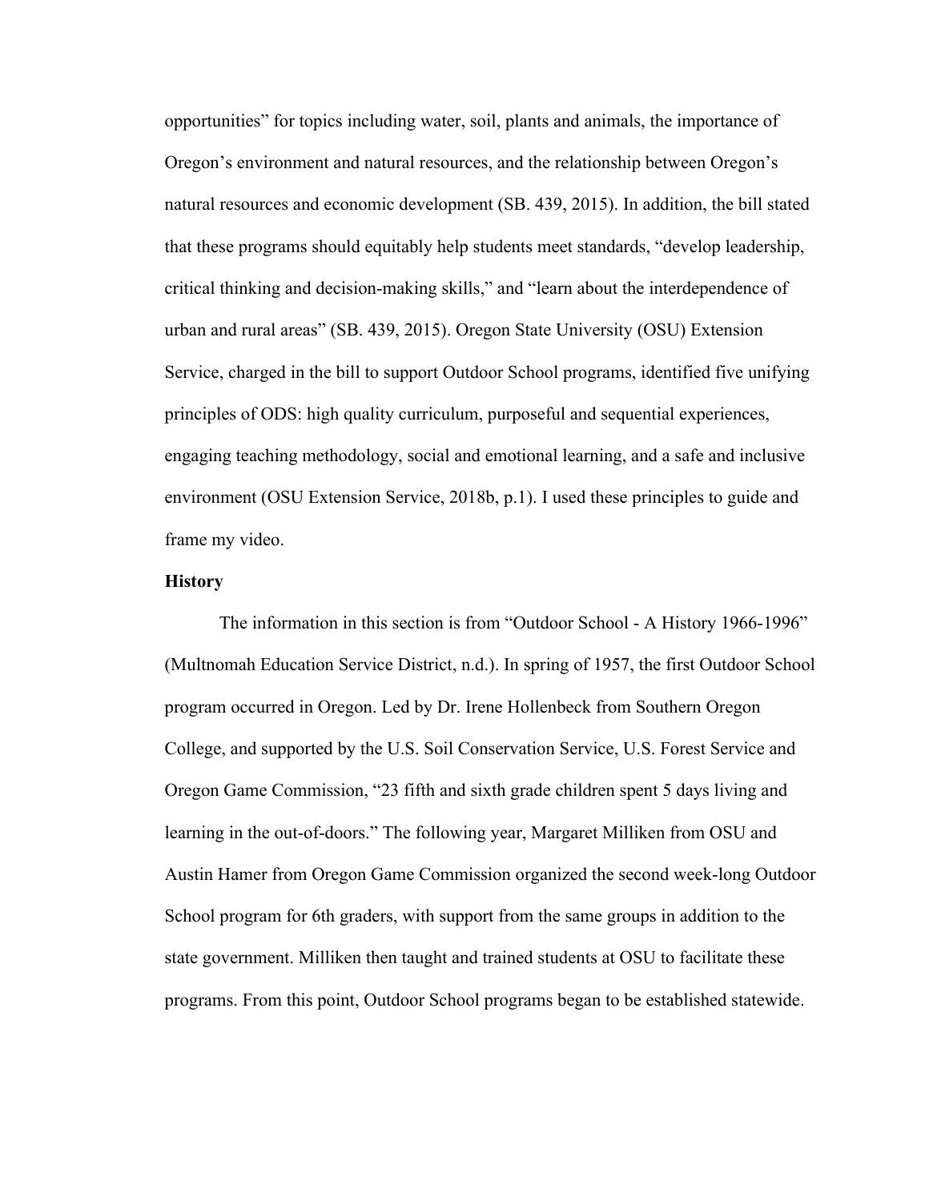opportunities" for topics including water, soil, plants and animals, the importance of Oregon's environment and natural resources, and the relationship between Oregon's natural resources and economic development (SB. 439, 2015). In addition, the bill stated that these programs should equitably help students meet standards, "develop leadership, critical thinking and decision-making skills," and "learn about the interdependence of urban and rural areas" (SB. 439, 2015). Oregon State University (OSU) Extension Service, charged in the bill to support Outdoor School programs, identified five unifying principles of ODS: high quality curriculum, purposeful and sequential experiences, engaging teaching methodology, social and emotional learning, and a safe and inclusive environment (OSU Extension Service, 2018b, p.1). I used these principles to guide and frame my video.

**History**

The information in this section is from "Outdoor School - A History 1966-1996" (Multnomah Education Service District, n.d.). In spring of 1957, the first Outdoor School program occurred in Oregon. Led by Dr. Irene Hollenbeck from Southern Oregon College, and supported by the U.S. Soil Conservation Service, U.S. Forest Service and Oregon Game Commission, "23 fifth and sixth grade children spent 5 days living and learning in the out-of-doors." The following year, Margaret Milliken from OSU and Austin Hamer from Oregon Game Commission organized the second week-long Outdoor School program for 6th graders, with support from the same groups in addition to the state government. Milliken then taught and trained students at OSU to facilitate these programs. From this point, Outdoor School programs began to be established statewide.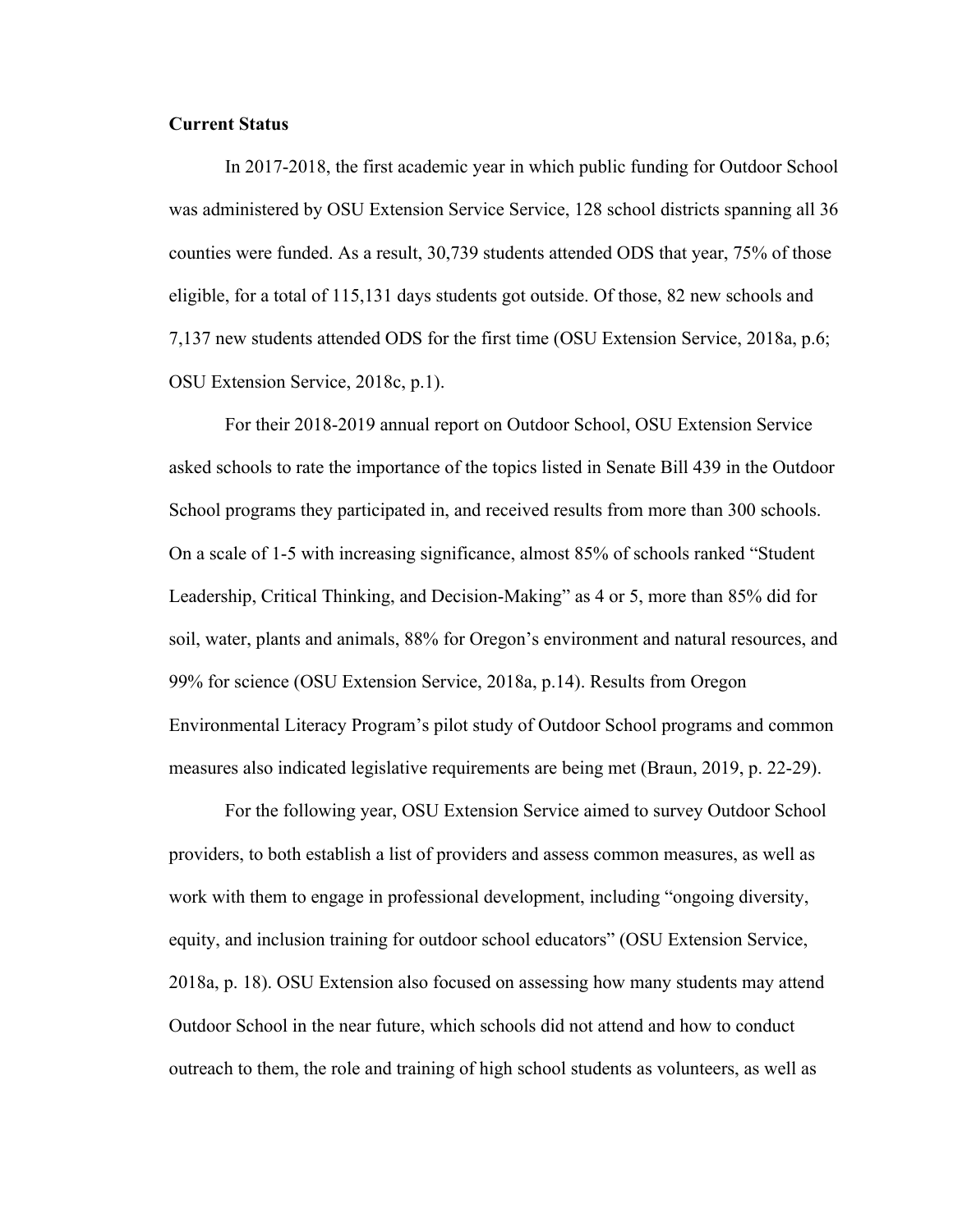**Current Status**

In 2017-2018, the first academic year in which public funding for Outdoor School was administered by OSU Extension Service Service, 128 school districts spanning all 36 counties were funded. As a result, 30,739 students attended ODS that year, 75% of those eligible, for a total of 115,131 days students got outside. Of those, 82 new schools and 7,137 new students attended ODS for the first time (OSU Extension Service, 2018a, p.6; OSU Extension Service, 2018c, p.1).

For their 2018-2019 annual report on Outdoor School, OSU Extension Service asked schools to rate the importance of the topics listed in Senate Bill 439 in the Outdoor School programs they participated in, and received results from more than 300 schools. On a scale of 1-5 with increasing significance, almost 85% of schools ranked "Student Leadership, Critical Thinking, and Decision-Making" as 4 or 5, more than 85% did for soil, water, plants and animals, 88% for Oregon's environment and natural resources, and 99% for science (OSU Extension Service, 2018a, p.14). Results from Oregon Environmental Literacy Program's pilot study of Outdoor School programs and common measures also indicated legislative requirements are being met (Braun, 2019, p. 22-29).

For the following year, OSU Extension Service aimed to survey Outdoor School providers, to both establish a list of providers and assess common measures, as well as work with them to engage in professional development, including "ongoing diversity, equity, and inclusion training for outdoor school educators" (OSU Extension Service, 2018a, p. 18). OSU Extension also focused on assessing how many students may attend Outdoor School in the near future, which schools did not attend and how to conduct outreach to them, the role and training of high school students as volunteers, as well as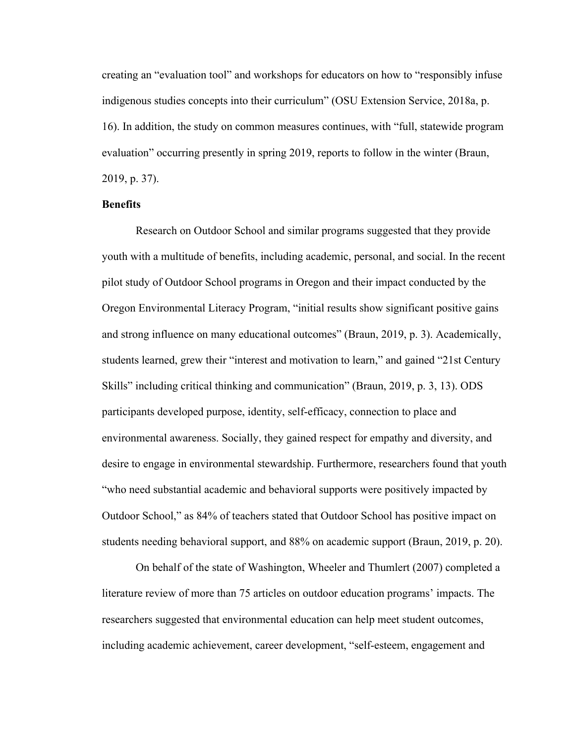creating an "evaluation tool" and workshops for educators on how to "responsibly infuse indigenous studies concepts into their curriculum" (OSU Extension Service, 2018a, p. 16). In addition, the study on common measures continues, with "full, statewide program evaluation" occurring presently in spring 2019, reports to follow in the winter (Braun, 2019, p. 37).

**Benefits**

Research on Outdoor School and similar programs suggested that they provide youth with a multitude of benefits, including academic, personal, and social. In the recent pilot study of Outdoor School programs in Oregon and their impact conducted by the Oregon Environmental Literacy Program, "initial results show significant positive gains and strong influence on many educational outcomes" (Braun, 2019, p. 3). Academically, students learned, grew their "interest and motivation to learn," and gained "21st Century Skills" including critical thinking and communication" (Braun, 2019, p. 3, 13). ODS participants developed purpose, identity, self-efficacy, connection to place and environmental awareness. Socially, they gained respect for empathy and diversity, and desire to engage in environmental stewardship. Furthermore, researchers found that youth "who need substantial academic and behavioral supports were positively impacted by Outdoor School," as 84% of teachers stated that Outdoor School has positive impact on students needing behavioral support, and 88% on academic support (Braun, 2019, p. 20).

On behalf of the state of Washington, Wheeler and Thumlert (2007) completed a literature review of more than 75 articles on outdoor education programs' impacts. The researchers suggested that environmental education can help meet student outcomes, including academic achievement, career development, "self-esteem, engagement and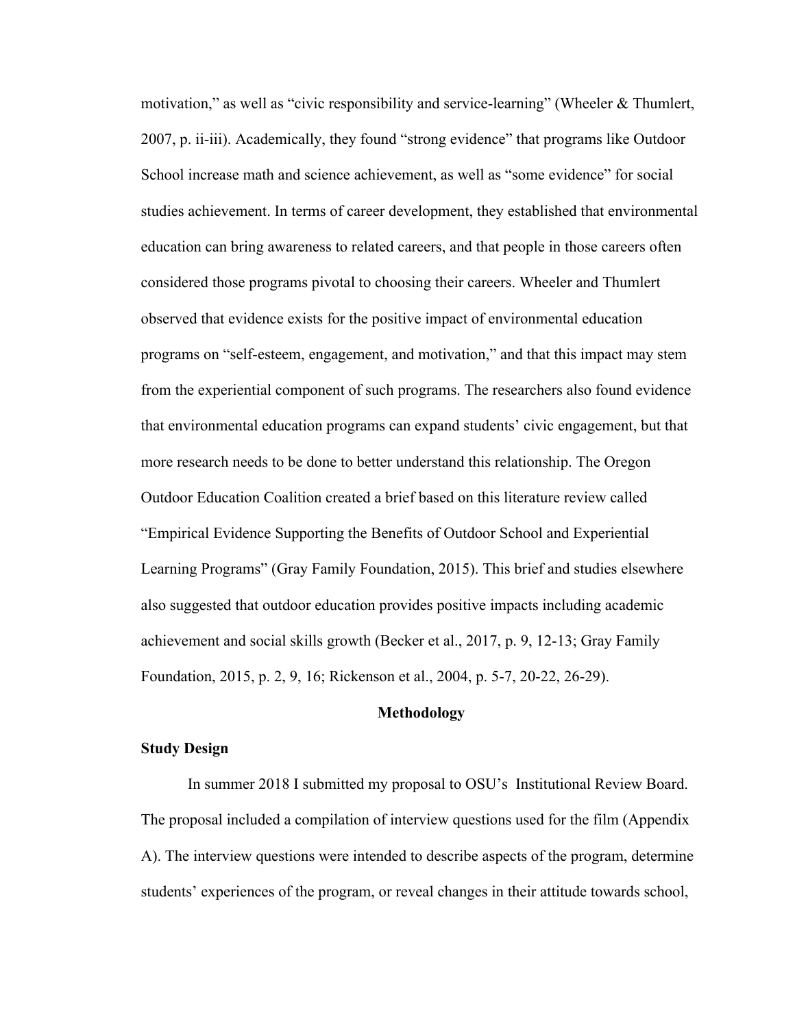motivation," as well as "civic responsibility and service-learning" (Wheeler & Thumlert, 2007, p. ii-iii). Academically, they found "strong evidence" that programs like Outdoor School increase math and science achievement, as well as "some evidence" for social studies achievement. In terms of career development, they established that environmental education can bring awareness to related careers, and that people in those careers often considered those programs pivotal to choosing their careers. Wheeler and Thumlert observed that evidence exists for the positive impact of environmental education programs on "self-esteem, engagement, and motivation," and that this impact may stem from the experiential component of such programs. The researchers also found evidence that environmental education programs can expand students' civic engagement, but that more research needs to be done to better understand this relationship. The Oregon Outdoor Education Coalition created a brief based on this literature review called "Empirical Evidence Supporting the Benefits of Outdoor School and Experiential Learning Programs" (Gray Family Foundation, 2015). This brief and studies elsewhere also suggested that outdoor education provides positive impacts including academic achievement and social skills growth (Becker et al., 2017, p. 9, 12-13; Gray Family Foundation, 2015, p. 2, 9, 16; Rickenson et al., 2004, p. 5-7, 20-22, 26-29).

## Methodology

### Study Design

In summer 2018 I submitted my proposal to OSU's Institutional Review Board. The proposal included a compilation of interview questions used for the film (Appendix A). The interview questions were intended to describe aspects of the program, determine students' experiences of the program, or reveal changes in their attitude towards school,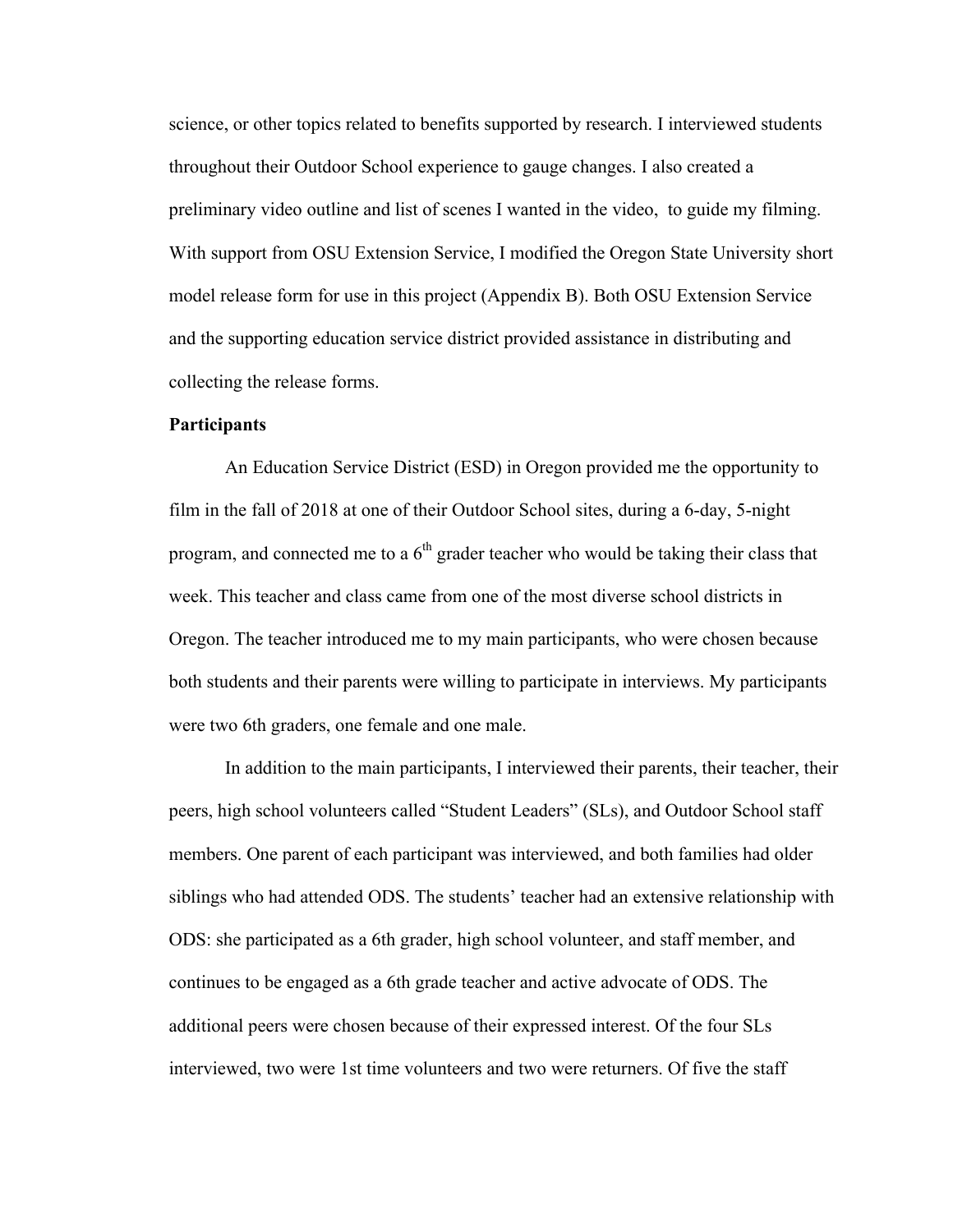science, or other topics related to benefits supported by research. I interviewed students throughout their Outdoor School experience to gauge changes. I also created a preliminary video outline and list of scenes I wanted in the video, to guide my filming. With support from OSU Extension Service, I modified the Oregon State University short model release form for use in this project (Appendix B). Both OSU Extension Service and the supporting education service district provided assistance in distributing and collecting the release forms.

**Participants**

An Education Service District (ESD) in Oregon provided me the opportunity to film in the fall of 2018 at one of their Outdoor School sites, during a 6-day, 5-night program, and connected me to a 6th grader teacher who would be taking their class that week. This teacher and class came from one of the most diverse school districts in Oregon. The teacher introduced me to my main participants, who were chosen because both students and their parents were willing to participate in interviews. My participants were two 6th graders, one female and one male.

In addition to the main participants, I interviewed their parents, their teacher, their peers, high school volunteers called "Student Leaders" (SLs), and Outdoor School staff members. One parent of each participant was interviewed, and both families had older siblings who had attended ODS. The students' teacher had an extensive relationship with ODS: she participated as a 6th grader, high school volunteer, and staff member, and continues to be engaged as a 6th grade teacher and active advocate of ODS. The additional peers were chosen because of their expressed interest. Of the four SLs interviewed, two were 1st time volunteers and two were returners. Of five the staff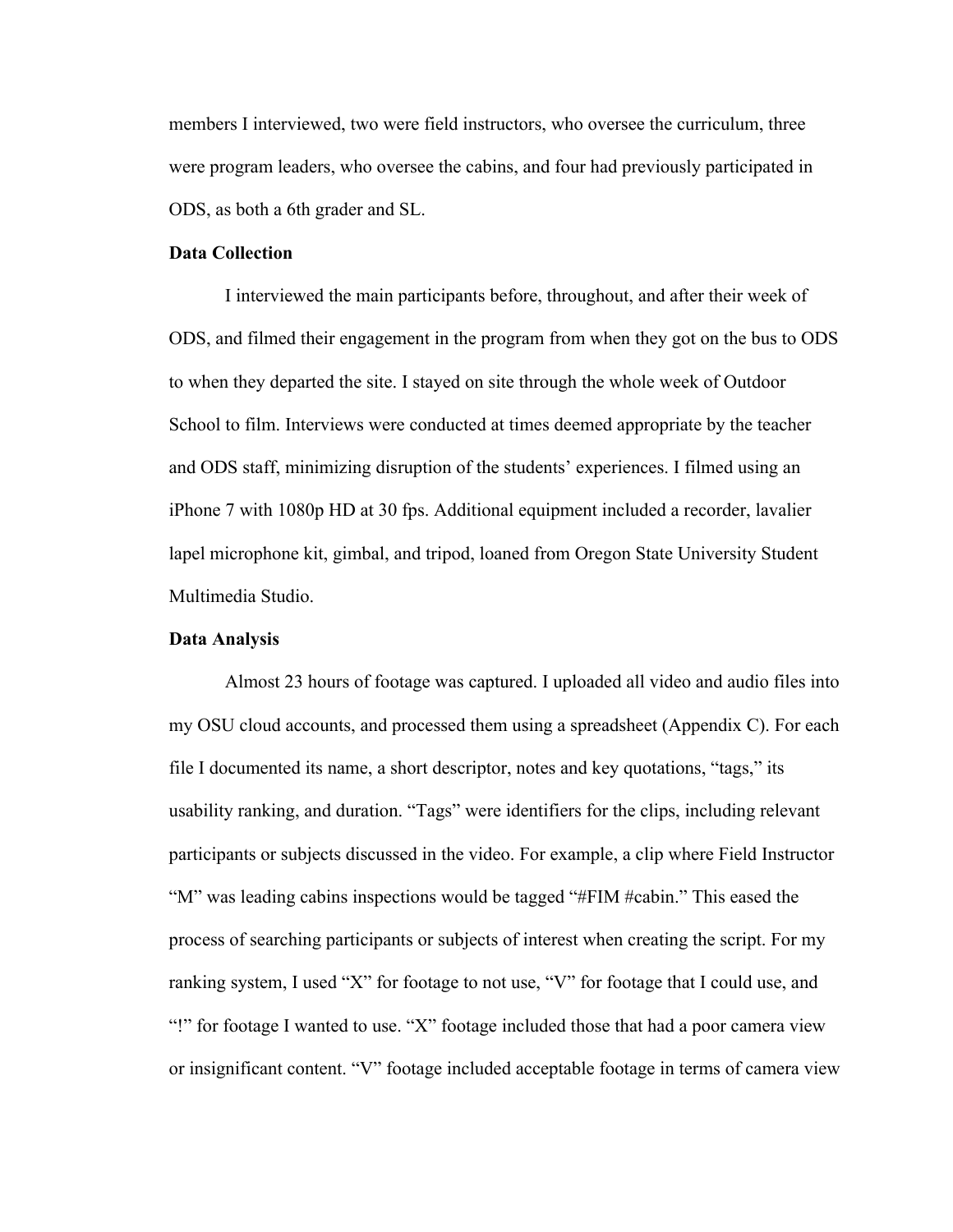members I interviewed, two were field instructors, who oversee the curriculum, three were program leaders, who oversee the cabins, and four had previously participated in ODS, as both a 6th grader and SL.

**Data Collection**

I interviewed the main participants before, throughout, and after their week of ODS, and filmed their engagement in the program from when they got on the bus to ODS to when they departed the site. I stayed on site through the whole week of Outdoor School to film. Interviews were conducted at times deemed appropriate by the teacher and ODS staff, minimizing disruption of the students' experiences. I filmed using an iPhone 7 with 1080p HD at 30 fps. Additional equipment included a recorder, lavalier lapel microphone kit, gimbal, and tripod, loaned from Oregon State University Student Multimedia Studio.

**Data Analysis**

Almost 23 hours of footage was captured. I uploaded all video and audio files into my OSU cloud accounts, and processed them using a spreadsheet (Appendix C). For each file I documented its name, a short descriptor, notes and key quotations, "tags," its usability ranking, and duration. "Tags" were identifiers for the clips, including relevant participants or subjects discussed in the video. For example, a clip where Field Instructor "M" was leading cabins inspections would be tagged "#FIM #cabin." This eased the process of searching participants or subjects of interest when creating the script. For my ranking system, I used "X" for footage to not use, "V" for footage that I could use, and "!" for footage I wanted to use. "X" footage included those that had a poor camera view or insignificant content. "V" footage included acceptable footage in terms of camera view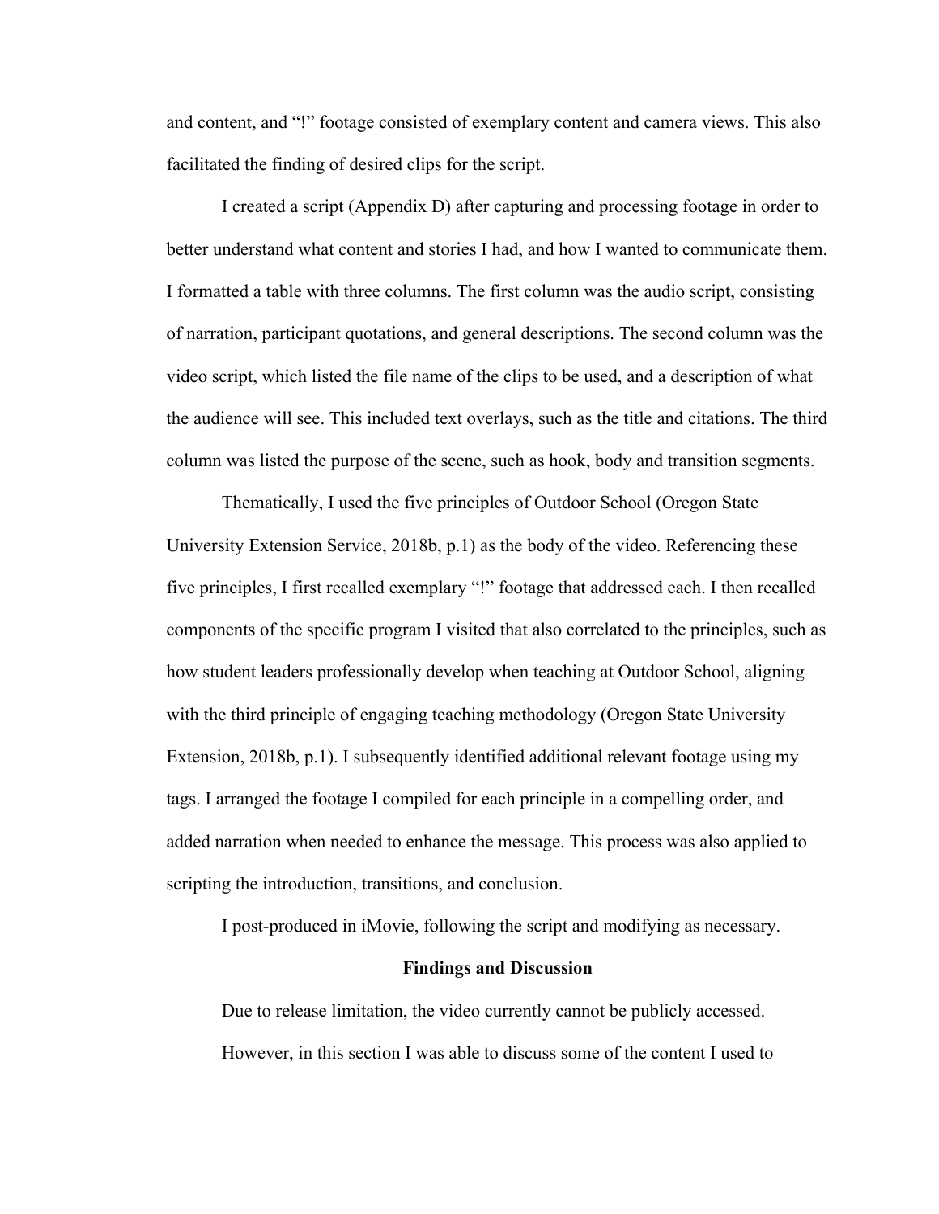and content, and "!" footage consisted of exemplary content and camera views. This also facilitated the finding of desired clips for the script.

I created a script (Appendix D) after capturing and processing footage in order to better understand what content and stories I had, and how I wanted to communicate them. I formatted a table with three columns. The first column was the audio script, consisting of narration, participant quotations, and general descriptions. The second column was the video script, which listed the file name of the clips to be used, and a description of what the audience will see. This included text overlays, such as the title and citations. The third column was listed the purpose of the scene, such as hook, body and transition segments.

Thematically, I used the five principles of Outdoor School (Oregon State University Extension Service, 2018b, p.1) as the body of the video. Referencing these five principles, I first recalled exemplary "!" footage that addressed each. I then recalled components of the specific program I visited that also correlated to the principles, such as how student leaders professionally develop when teaching at Outdoor School, aligning with the third principle of engaging teaching methodology (Oregon State University Extension, 2018b, p.1). I subsequently identified additional relevant footage using my tags. I arranged the footage I compiled for each principle in a compelling order, and added narration when needed to enhance the message. This process was also applied to scripting the introduction, transitions, and conclusion.

I post-produced in iMovie, following the script and modifying as necessary.

## Findings and Discussion

Due to release limitation, the video currently cannot be publicly accessed.

However, in this section I was able to discuss some of the content I used to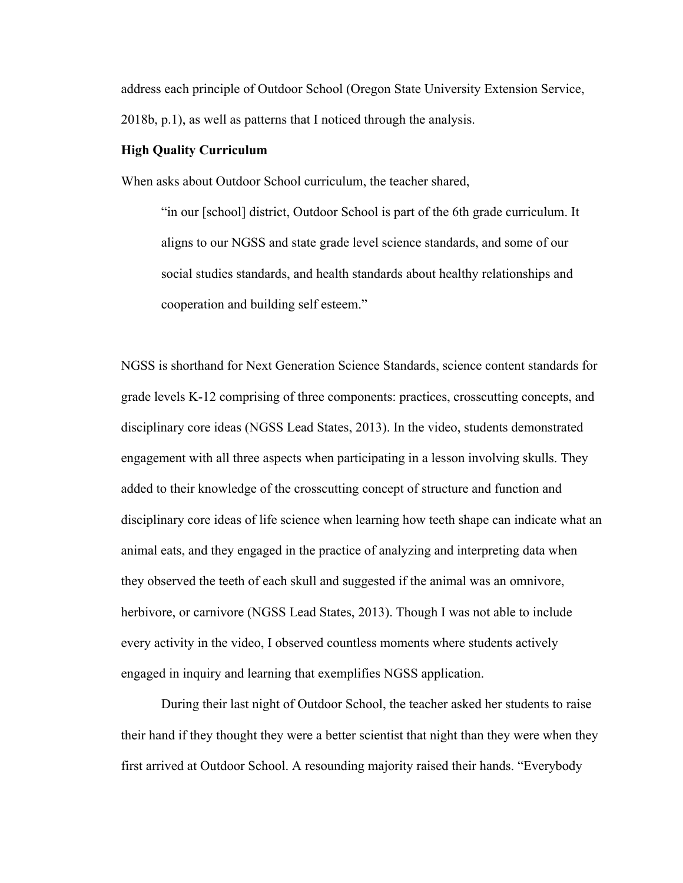address each principle of Outdoor School (Oregon State University Extension Service, 2018b, p.1), as well as patterns that I noticed through the analysis.

### High Quality Curriculum

When asks about Outdoor School curriculum, the teacher shared,

> "in our [school] district, Outdoor School is part of the 6th grade curriculum. It aligns to our NGSS and state grade level science standards, and some of our social studies standards, and health standards about healthy relationships and cooperation and building self esteem."

NGSS is shorthand for Next Generation Science Standards, science content standards for grade levels K-12 comprising of three components: practices, crosscutting concepts, and disciplinary core ideas (NGSS Lead States, 2013). In the video, students demonstrated engagement with all three aspects when participating in a lesson involving skulls. They added to their knowledge of the crosscutting concept of structure and function and disciplinary core ideas of life science when learning how teeth shape can indicate what an animal eats, and they engaged in the practice of analyzing and interpreting data when they observed the teeth of each skull and suggested if the animal was an omnivore, herbivore, or carnivore (NGSS Lead States, 2013). Though I was not able to include every activity in the video, I observed countless moments where students actively engaged in inquiry and learning that exemplifies NGSS application.

During their last night of Outdoor School, the teacher asked her students to raise their hand if they thought they were a better scientist that night than they were when they first arrived at Outdoor School. A resounding majority raised their hands. "Everybody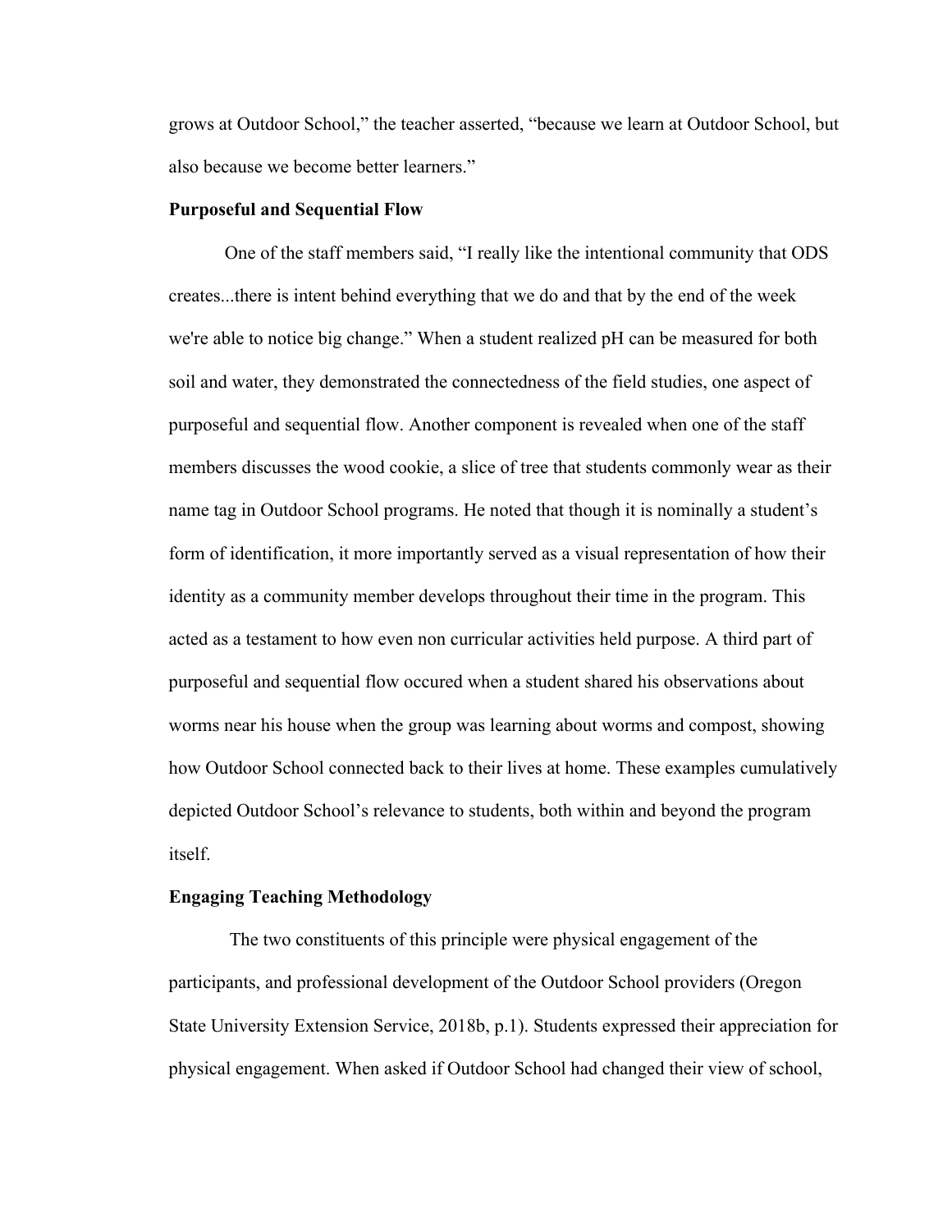grows at Outdoor School," the teacher asserted, "because we learn at Outdoor School, but also because we become better learners."

**Purposeful and Sequential Flow**

One of the staff members said, "I really like the intentional community that ODS creates...there is intent behind everything that we do and that by the end of the week we're able to notice big change." When a student realized pH can be measured for both soil and water, they demonstrated the connectedness of the field studies, one aspect of purposeful and sequential flow. Another component is revealed when one of the staff members discusses the wood cookie, a slice of tree that students commonly wear as their name tag in Outdoor School programs. He noted that though it is nominally a student's form of identification, it more importantly served as a visual representation of how their identity as a community member develops throughout their time in the program. This acted as a testament to how even non curricular activities held purpose. A third part of purposeful and sequential flow occured when a student shared his observations about worms near his house when the group was learning about worms and compost, showing how Outdoor School connected back to their lives at home. These examples cumulatively depicted Outdoor School's relevance to students, both within and beyond the program itself.

**Engaging Teaching Methodology**

The two constituents of this principle were physical engagement of the participants, and professional development of the Outdoor School providers (Oregon State University Extension Service, 2018b, p.1). Students expressed their appreciation for physical engagement. When asked if Outdoor School had changed their view of school,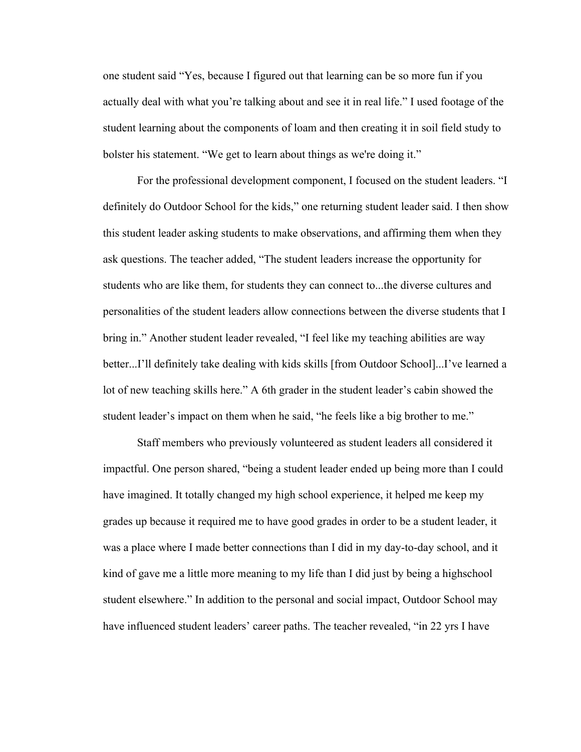one student said "Yes, because I figured out that learning can be so more fun if you actually deal with what you're talking about and see it in real life." I used footage of the student learning about the components of loam and then creating it in soil field study to bolster his statement. "We get to learn about things as we're doing it."

For the professional development component, I focused on the student leaders. "I definitely do Outdoor School for the kids," one returning student leader said. I then show this student leader asking students to make observations, and affirming them when they ask questions. The teacher added, "The student leaders increase the opportunity for students who are like them, for students they can connect to...the diverse cultures and personalities of the student leaders allow connections between the diverse students that I bring in." Another student leader revealed, "I feel like my teaching abilities are way better...I'll definitely take dealing with kids skills [from Outdoor School]...I've learned a lot of new teaching skills here." A 6th grader in the student leader's cabin showed the student leader's impact on them when he said, "he feels like a big brother to me."

Staff members who previously volunteered as student leaders all considered it impactful. One person shared, "being a student leader ended up being more than I could have imagined. It totally changed my high school experience, it helped me keep my grades up because it required me to have good grades in order to be a student leader, it was a place where I made better connections than I did in my day-to-day school, and it kind of gave me a little more meaning to my life than I did just by being a highschool student elsewhere." In addition to the personal and social impact, Outdoor School may have influenced student leaders' career paths. The teacher revealed, "in 22 yrs I have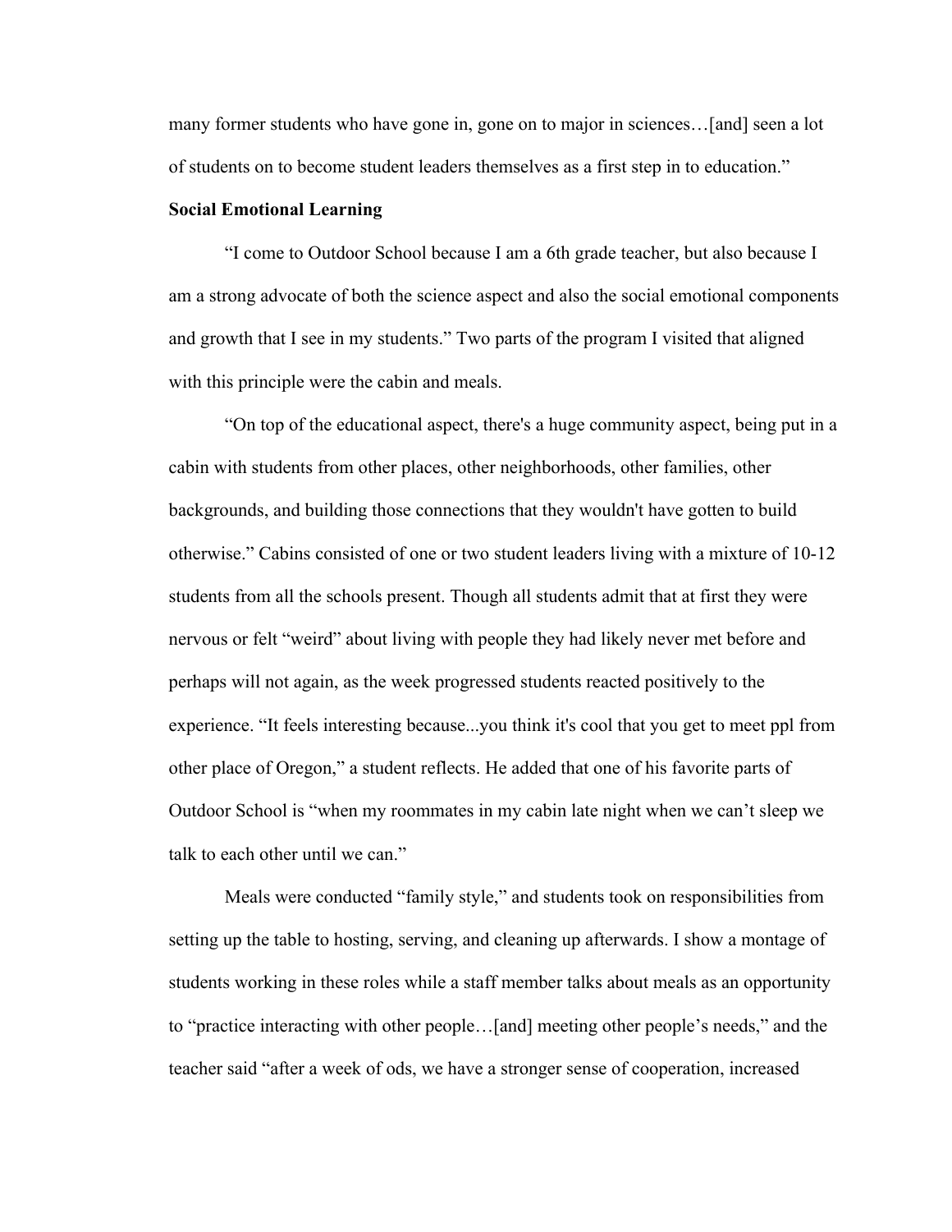many former students who have gone in, gone on to major in sciences…[and] seen a lot of students on to become student leaders themselves as a first step in to education."

**Social Emotional Learning**

"I come to Outdoor School because I am a 6th grade teacher, but also because I am a strong advocate of both the science aspect and also the social emotional components and growth that I see in my students." Two parts of the program I visited that aligned with this principle were the cabin and meals.

"On top of the educational aspect, there's a huge community aspect, being put in a cabin with students from other places, other neighborhoods, other families, other backgrounds, and building those connections that they wouldn't have gotten to build otherwise." Cabins consisted of one or two student leaders living with a mixture of 10-12 students from all the schools present. Though all students admit that at first they were nervous or felt "weird" about living with people they had likely never met before and perhaps will not again, as the week progressed students reacted positively to the experience. "It feels interesting because...you think it's cool that you get to meet ppl from other place of Oregon," a student reflects. He added that one of his favorite parts of Outdoor School is "when my roommates in my cabin late night when we can't sleep we talk to each other until we can."

Meals were conducted "family style," and students took on responsibilities from setting up the table to hosting, serving, and cleaning up afterwards. I show a montage of students working in these roles while a staff member talks about meals as an opportunity to "practice interacting with other people…[and] meeting other people's needs," and the teacher said "after a week of ods, we have a stronger sense of cooperation, increased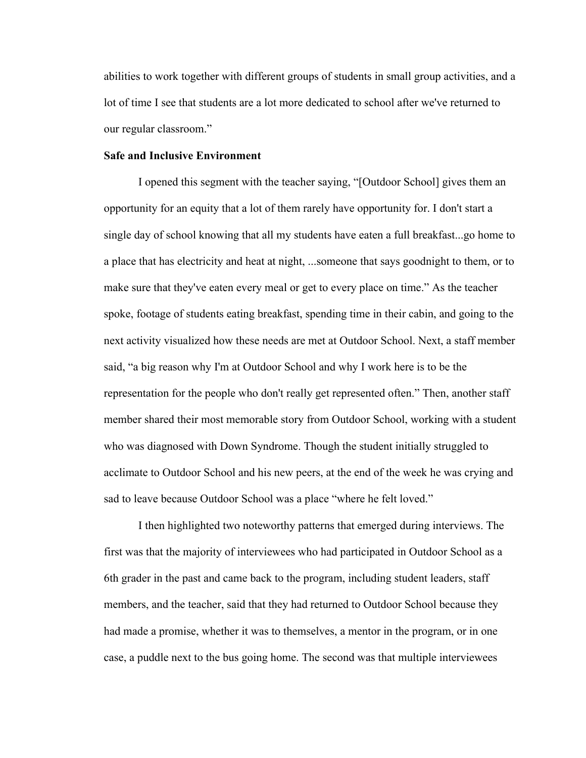abilities to work together with different groups of students in small group activities, and a lot of time I see that students are a lot more dedicated to school after we've returned to our regular classroom."

**Safe and Inclusive Environment**

I opened this segment with the teacher saying, "[Outdoor School] gives them an opportunity for an equity that a lot of them rarely have opportunity for. I don't start a single day of school knowing that all my students have eaten a full breakfast...go home to a place that has electricity and heat at night, ...someone that says goodnight to them, or to make sure that they've eaten every meal or get to every place on time." As the teacher spoke, footage of students eating breakfast, spending time in their cabin, and going to the next activity visualized how these needs are met at Outdoor School. Next, a staff member said, "a big reason why I'm at Outdoor School and why I work here is to be the representation for the people who don't really get represented often." Then, another staff member shared their most memorable story from Outdoor School, working with a student who was diagnosed with Down Syndrome. Though the student initially struggled to acclimate to Outdoor School and his new peers, at the end of the week he was crying and sad to leave because Outdoor School was a place "where he felt loved."

I then highlighted two noteworthy patterns that emerged during interviews. The first was that the majority of interviewees who had participated in Outdoor School as a 6th grader in the past and came back to the program, including student leaders, staff members, and the teacher, said that they had returned to Outdoor School because they had made a promise, whether it was to themselves, a mentor in the program, or in one case, a puddle next to the bus going home. The second was that multiple interviewees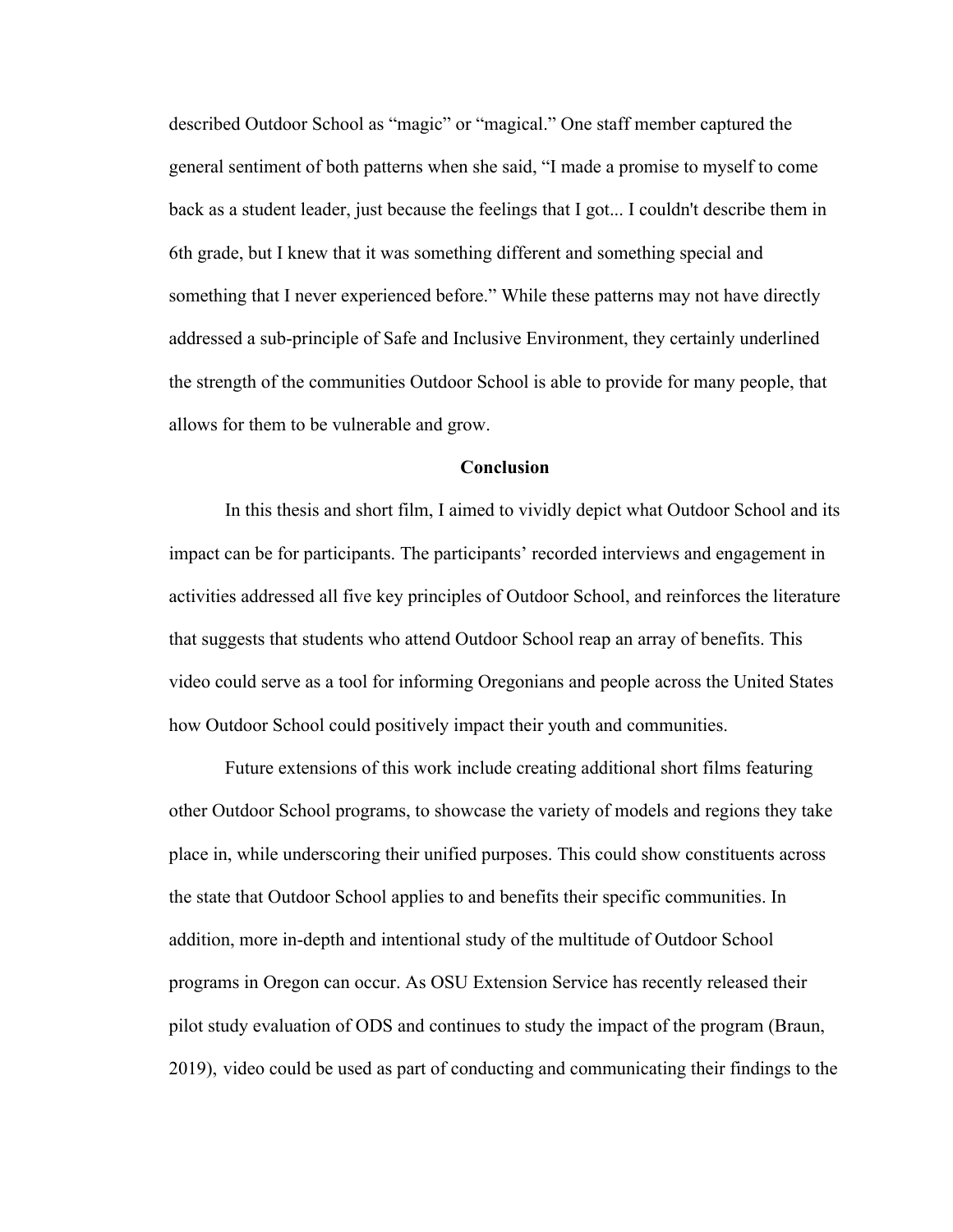described Outdoor School as "magic" or "magical." One staff member captured the general sentiment of both patterns when she said, "I made a promise to myself to come back as a student leader, just because the feelings that I got... I couldn't describe them in 6th grade, but I knew that it was something different and something special and something that I never experienced before." While these patterns may not have directly addressed a sub-principle of Safe and Inclusive Environment, they certainly underlined the strength of the communities Outdoor School is able to provide for many people, that allows for them to be vulnerable and grow.

## Conclusion

In this thesis and short film, I aimed to vividly depict what Outdoor School and its impact can be for participants. The participants' recorded interviews and engagement in activities addressed all five key principles of Outdoor School, and reinforces the literature that suggests that students who attend Outdoor School reap an array of benefits. This video could serve as a tool for informing Oregonians and people across the United States how Outdoor School could positively impact their youth and communities.

Future extensions of this work include creating additional short films featuring other Outdoor School programs, to showcase the variety of models and regions they take place in, while underscoring their unified purposes. This could show constituents across the state that Outdoor School applies to and benefits their specific communities. In addition, more in-depth and intentional study of the multitude of Outdoor School programs in Oregon can occur. As OSU Extension Service has recently released their pilot study evaluation of ODS and continues to study the impact of the program (Braun, 2019), video could be used as part of conducting and communicating their findings to the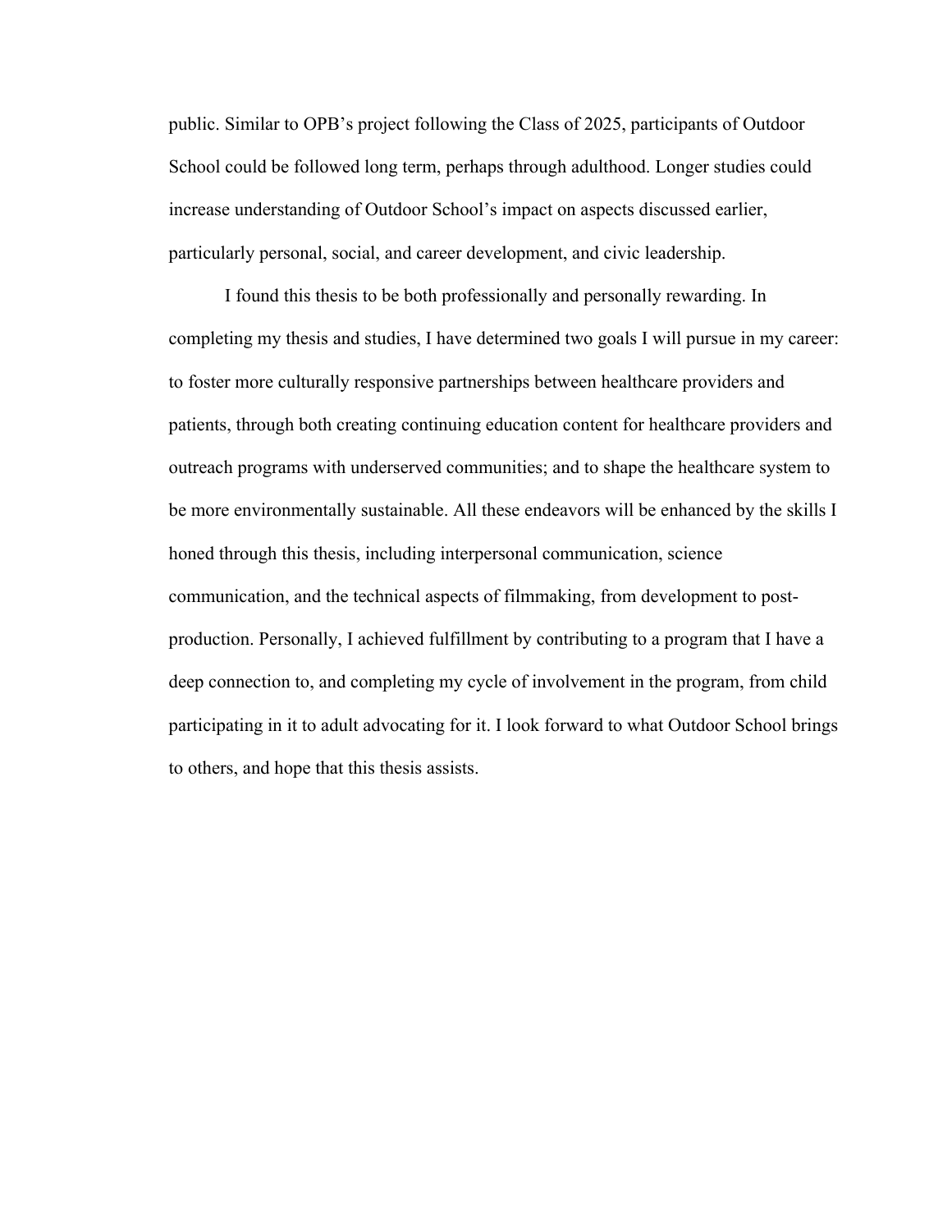public. Similar to OPB's project following the Class of 2025, participants of Outdoor School could be followed long term, perhaps through adulthood. Longer studies could increase understanding of Outdoor School's impact on aspects discussed earlier, particularly personal, social, and career development, and civic leadership.

I found this thesis to be both professionally and personally rewarding. In completing my thesis and studies, I have determined two goals I will pursue in my career: to foster more culturally responsive partnerships between healthcare providers and patients, through both creating continuing education content for healthcare providers and outreach programs with underserved communities; and to shape the healthcare system to be more environmentally sustainable. All these endeavors will be enhanced by the skills I honed through this thesis, including interpersonal communication, science communication, and the technical aspects of filmmaking, from development to post-production. Personally, I achieved fulfillment by contributing to a program that I have a deep connection to, and completing my cycle of involvement in the program, from child participating in it to adult advocating for it. I look forward to what Outdoor School brings to others, and hope that this thesis assists.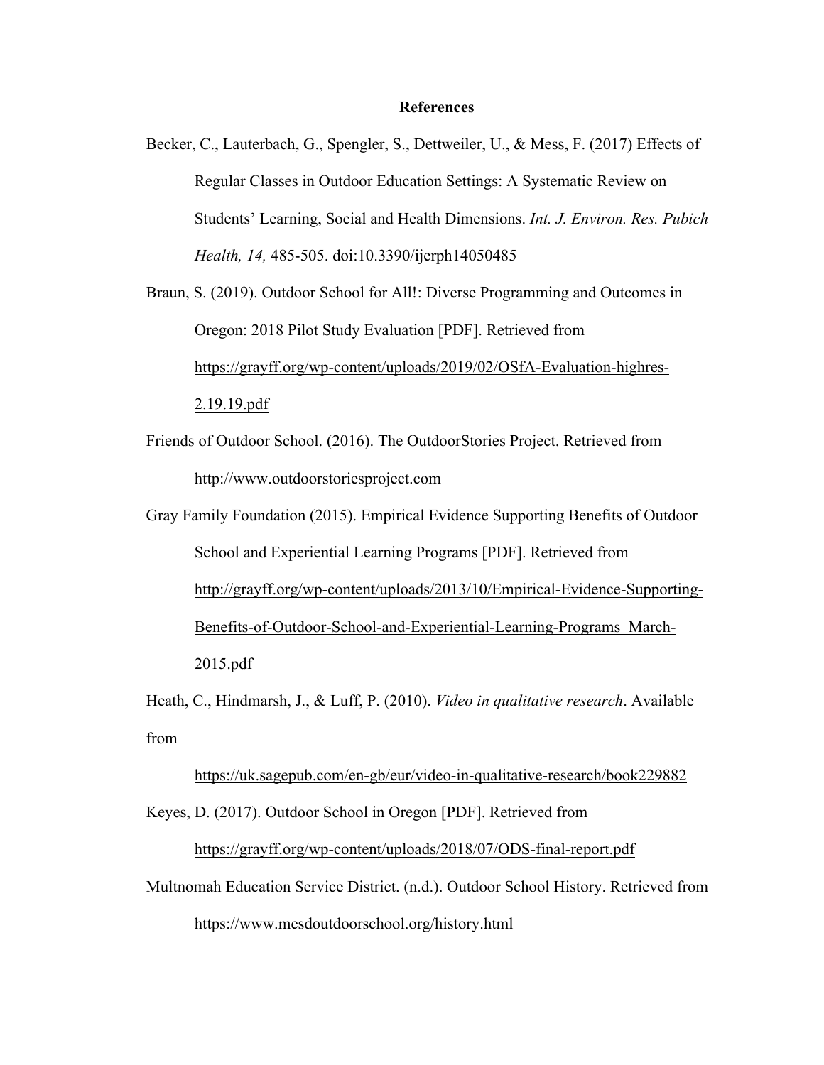**References**

Becker, C., Lauterbach, G., Spengler, S., Dettweiler, U., & Mess, F. (2017) Effects of Regular Classes in Outdoor Education Settings: A Systematic Review on Students' Learning, Social and Health Dimensions. *Int. J. Environ. Res. Pubich Health, 14,* 485-505. doi:10.3390/ijerph14050485

Braun, S. (2019). Outdoor School for All!: Diverse Programming and Outcomes in Oregon: 2018 Pilot Study Evaluation [PDF]. Retrieved from https://grayff.org/wp-content/uploads/2019/02/OSfA-Evaluation-highres-2.19.19.pdf

Friends of Outdoor School. (2016). The OutdoorStories Project. Retrieved from http://www.outdoorstoriesproject.com

Gray Family Foundation (2015). Empirical Evidence Supporting Benefits of Outdoor School and Experiential Learning Programs [PDF]. Retrieved from http://grayff.org/wp-content/uploads/2013/10/Empirical-Evidence-Supporting-Benefits-of-Outdoor-School-and-Experiential-Learning-Programs_March-2015.pdf

Heath, C., Hindmarsh, J., & Luff, P. (2010). *Video in qualitative research*. Available from

https://uk.sagepub.com/en-gb/eur/video-in-qualitative-research/book229882

Keyes, D. (2017). Outdoor School in Oregon [PDF]. Retrieved from https://grayff.org/wp-content/uploads/2018/07/ODS-final-report.pdf

Multnomah Education Service District. (n.d.). Outdoor School History. Retrieved from https://www.mesdoutdoorschool.org/history.html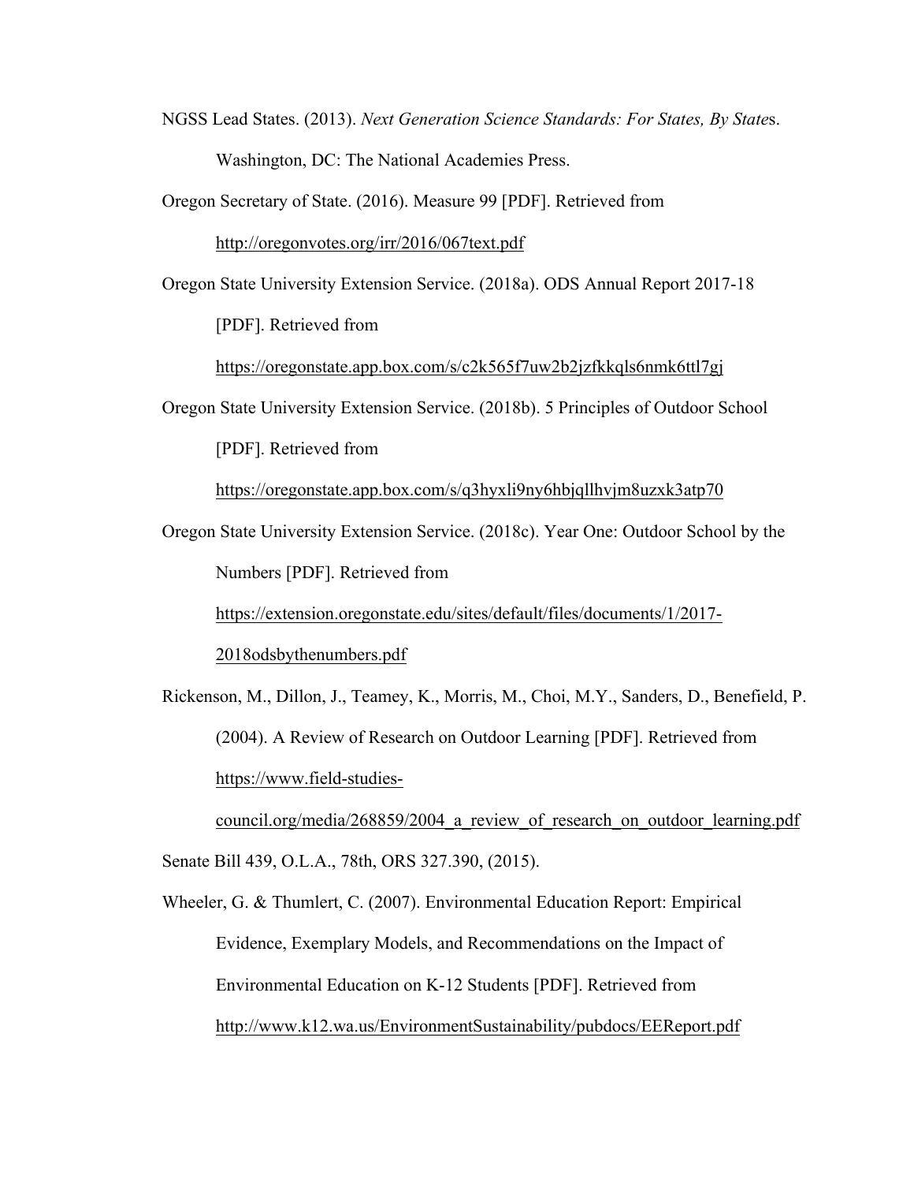NGSS Lead States. (2013). *Next Generation Science Standards: For States, By State*s. Washington, DC: The National Academies Press.

Oregon Secretary of State. (2016). Measure 99 [PDF]. Retrieved from http://oregonvotes.org/irr/2016/067text.pdf

Oregon State University Extension Service. (2018a). ODS Annual Report 2017-18 [PDF]. Retrieved from https://oregonstate.app.box.com/s/c2k565f7uw2b2jzfkkqls6nmk6ttl7gj

Oregon State University Extension Service. (2018b). 5 Principles of Outdoor School [PDF]. Retrieved from https://oregonstate.app.box.com/s/q3hyxli9ny6hbjqllhvjm8uzxk3atp70

Oregon State University Extension Service. (2018c). Year One: Outdoor School by the Numbers [PDF]. Retrieved from https://extension.oregonstate.edu/sites/default/files/documents/1/2017-2018odsbythenumbers.pdf

Rickenson, M., Dillon, J., Teamey, K., Morris, M., Choi, M.Y., Sanders, D., Benefield, P. (2004). A Review of Research on Outdoor Learning [PDF]. Retrieved from https://www.field-studies-council.org/media/268859/2004_a_review_of_research_on_outdoor_learning.pdf

Senate Bill 439, O.L.A., 78th, ORS 327.390, (2015).

Wheeler, G. & Thumlert, C. (2007). Environmental Education Report: Empirical Evidence, Exemplary Models, and Recommendations on the Impact of Environmental Education on K-12 Students [PDF]. Retrieved from http://www.k12.wa.us/EnvironmentSustainability/pubdocs/EEReport.pdf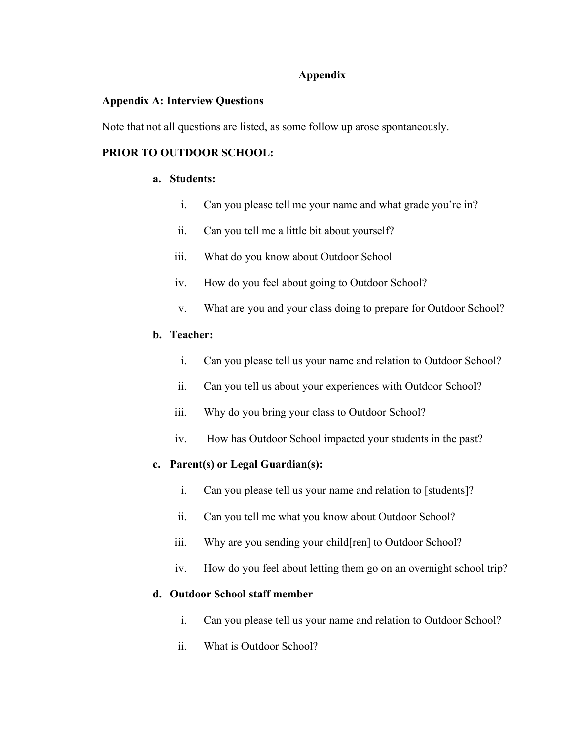# Appendix

## Appendix A: Interview Questions

Note that not all questions are listed, as some follow up arose spontaneously.

**PRIOR TO OUTDOOR SCHOOL:**

a. **Students:**

   i. Can you please tell me your name and what grade you're in?

   ii. Can you tell me a little bit about yourself?

   iii. What do you know about Outdoor School

   iv. How do you feel about going to Outdoor School?

   v. What are you and your class doing to prepare for Outdoor School?

b. **Teacher:**

   i. Can you please tell us your name and relation to Outdoor School?

   ii. Can you tell us about your experiences with Outdoor School?

   iii. Why do you bring your class to Outdoor School?

   iv. How has Outdoor School impacted your students in the past?

c. **Parent(s) or Legal Guardian(s):**

   i. Can you please tell us your name and relation to [students]?

   ii. Can you tell me what you know about Outdoor School?

   iii. Why are you sending your child[ren] to Outdoor School?

   iv. How do you feel about letting them go on an overnight school trip?

d. **Outdoor School staff member**

   i. Can you please tell us your name and relation to Outdoor School?

   ii. What is Outdoor School?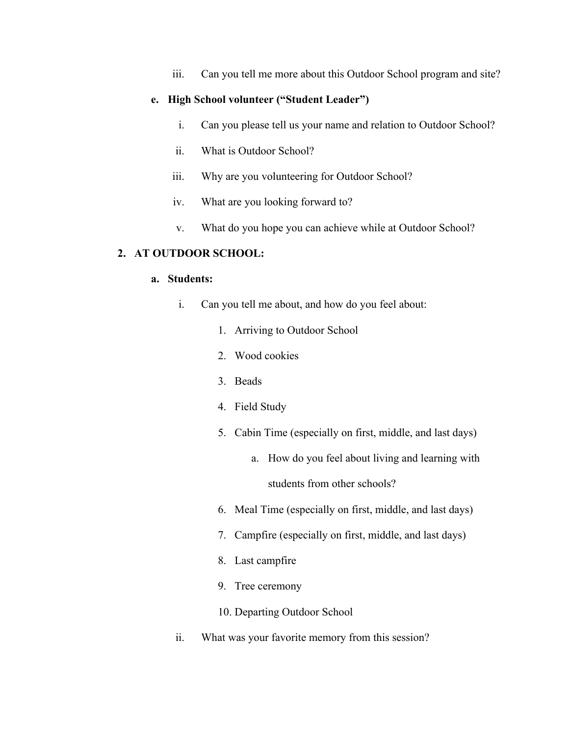iii. Can you tell me more about this Outdoor School program and site?

**e. High School volunteer ("Student Leader")**

i. Can you please tell us your name and relation to Outdoor School?

ii. What is Outdoor School?

iii. Why are you volunteering for Outdoor School?

iv. What are you looking forward to?

v. What do you hope you can achieve while at Outdoor School?

**2. AT OUTDOOR SCHOOL:**

**a. Students:**

i. Can you tell me about, and how do you feel about:

1. Arriving to Outdoor School
2. Wood cookies
3. Beads
4. Field Study
5. Cabin Time (especially on first, middle, and last days)
   a. How do you feel about living and learning with students from other schools?
6. Meal Time (especially on first, middle, and last days)
7. Campfire (especially on first, middle, and last days)
8. Last campfire
9. Tree ceremony
10. Departing Outdoor School

ii. What was your favorite memory from this session?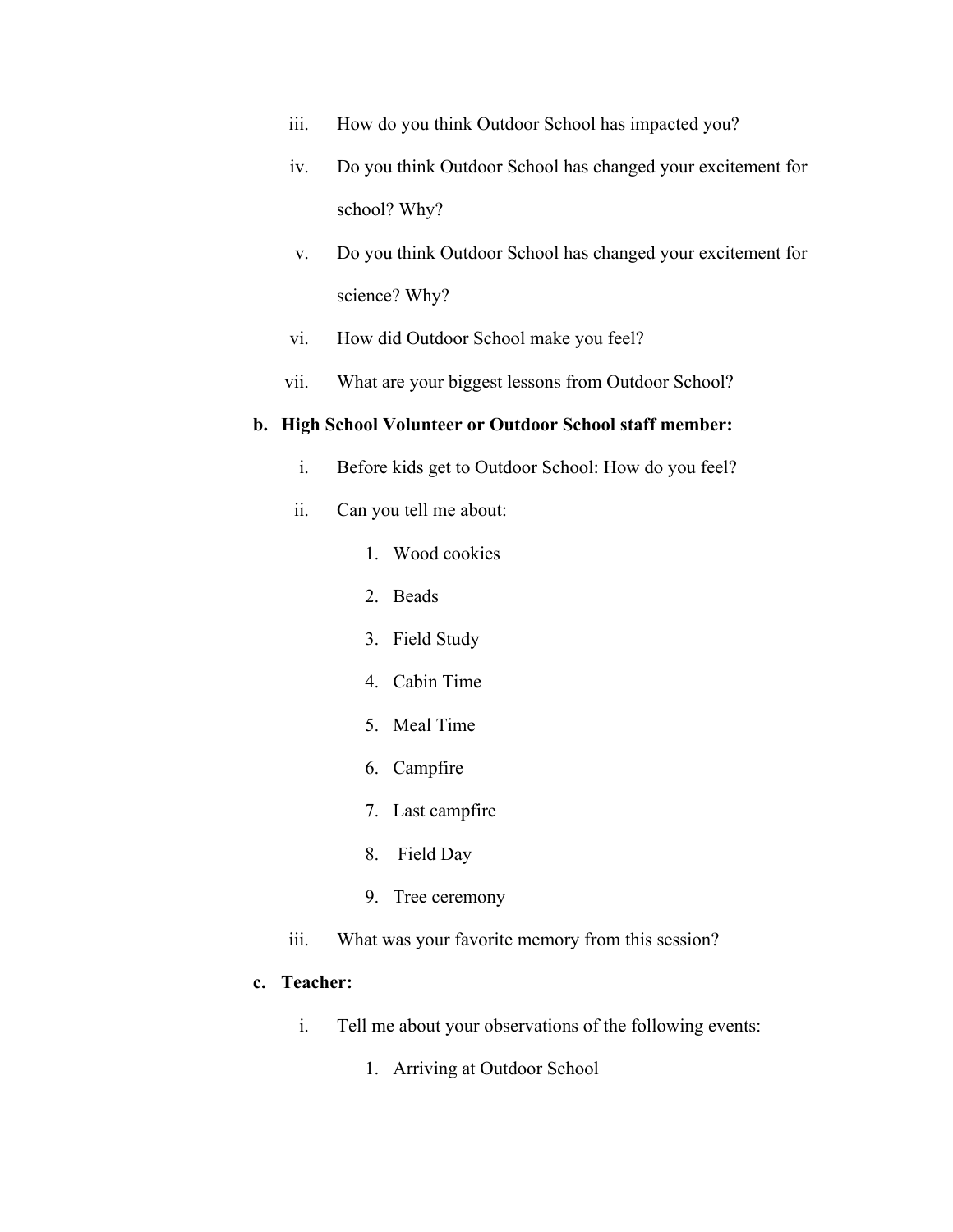iii. How do you think Outdoor School has impacted you?

iv. Do you think Outdoor School has changed your excitement for school? Why?

v. Do you think Outdoor School has changed your excitement for science? Why?

vi. How did Outdoor School make you feel?

vii. What are your biggest lessons from Outdoor School?

**b. High School Volunteer or Outdoor School staff member:**

i. Before kids get to Outdoor School: How do you feel?

ii. Can you tell me about:

1. Wood cookies
2. Beads
3. Field Study
4. Cabin Time
5. Meal Time
6. Campfire
7. Last campfire
8. Field Day
9. Tree ceremony

iii. What was your favorite memory from this session?

**c. Teacher:**

i. Tell me about your observations of the following events:

1. Arriving at Outdoor School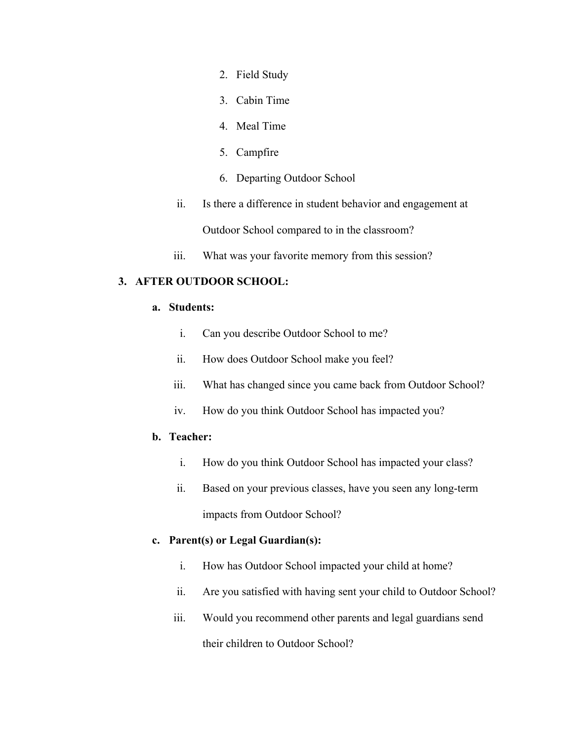2. Field Study
3. Cabin Time
4. Meal Time
5. Campfire
6. Departing Outdoor School

ii. Is there a difference in student behavior and engagement at Outdoor School compared to in the classroom?

iii. What was your favorite memory from this session?

**3. AFTER OUTDOOR SCHOOL:**

**a. Students:**

i. Can you describe Outdoor School to me?

ii. How does Outdoor School make you feel?

iii. What has changed since you came back from Outdoor School?

iv. How do you think Outdoor School has impacted you?

**b. Teacher:**

i. How do you think Outdoor School has impacted your class?

ii. Based on your previous classes, have you seen any long-term impacts from Outdoor School?

**c. Parent(s) or Legal Guardian(s):**

i. How has Outdoor School impacted your child at home?

ii. Are you satisfied with having sent your child to Outdoor School?

iii. Would you recommend other parents and legal guardians send their children to Outdoor School?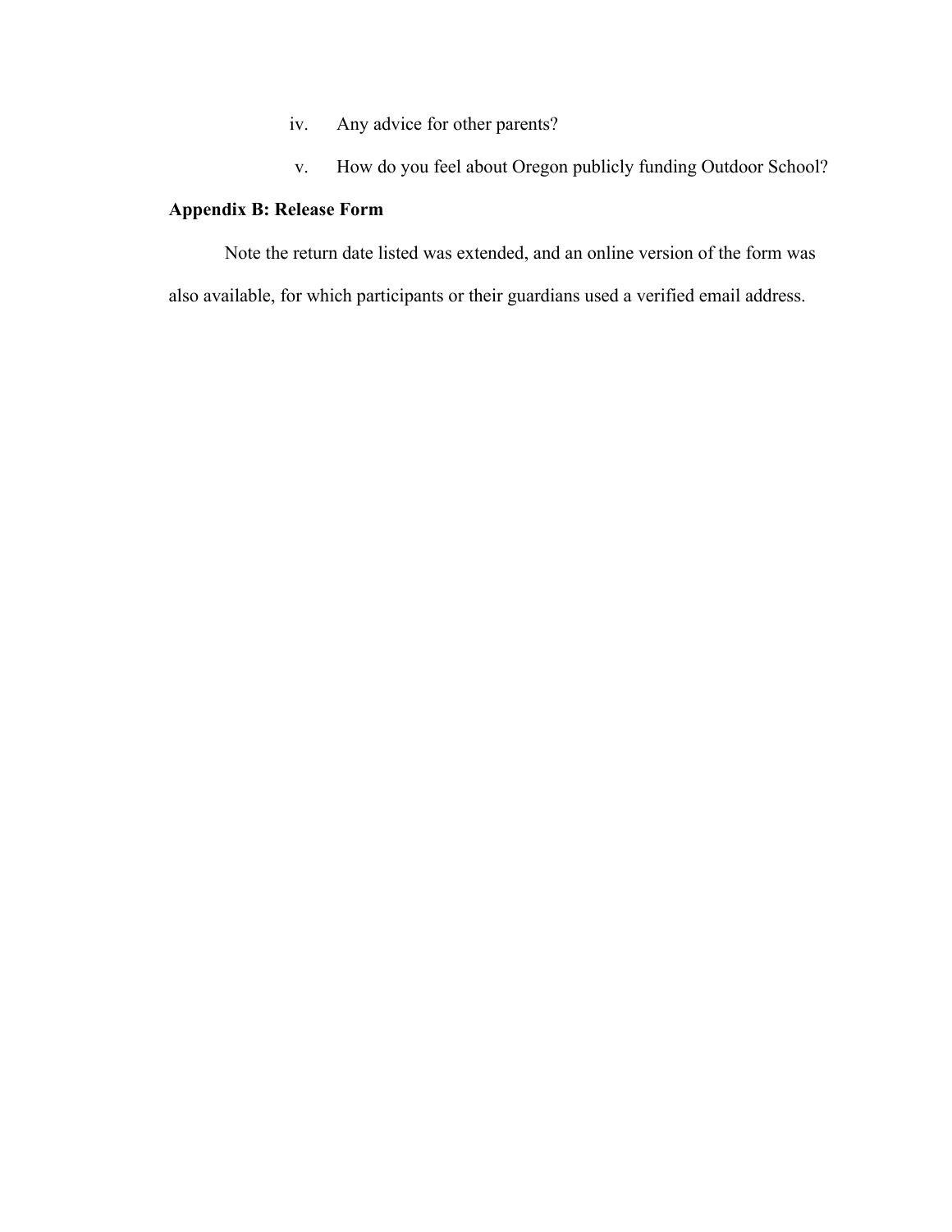iv. Any advice for other parents?

v. How do you feel about Oregon publicly funding Outdoor School?

**Appendix B: Release Form**

Note the return date listed was extended, and an online version of the form was also available, for which participants or their guardians used a verified email address.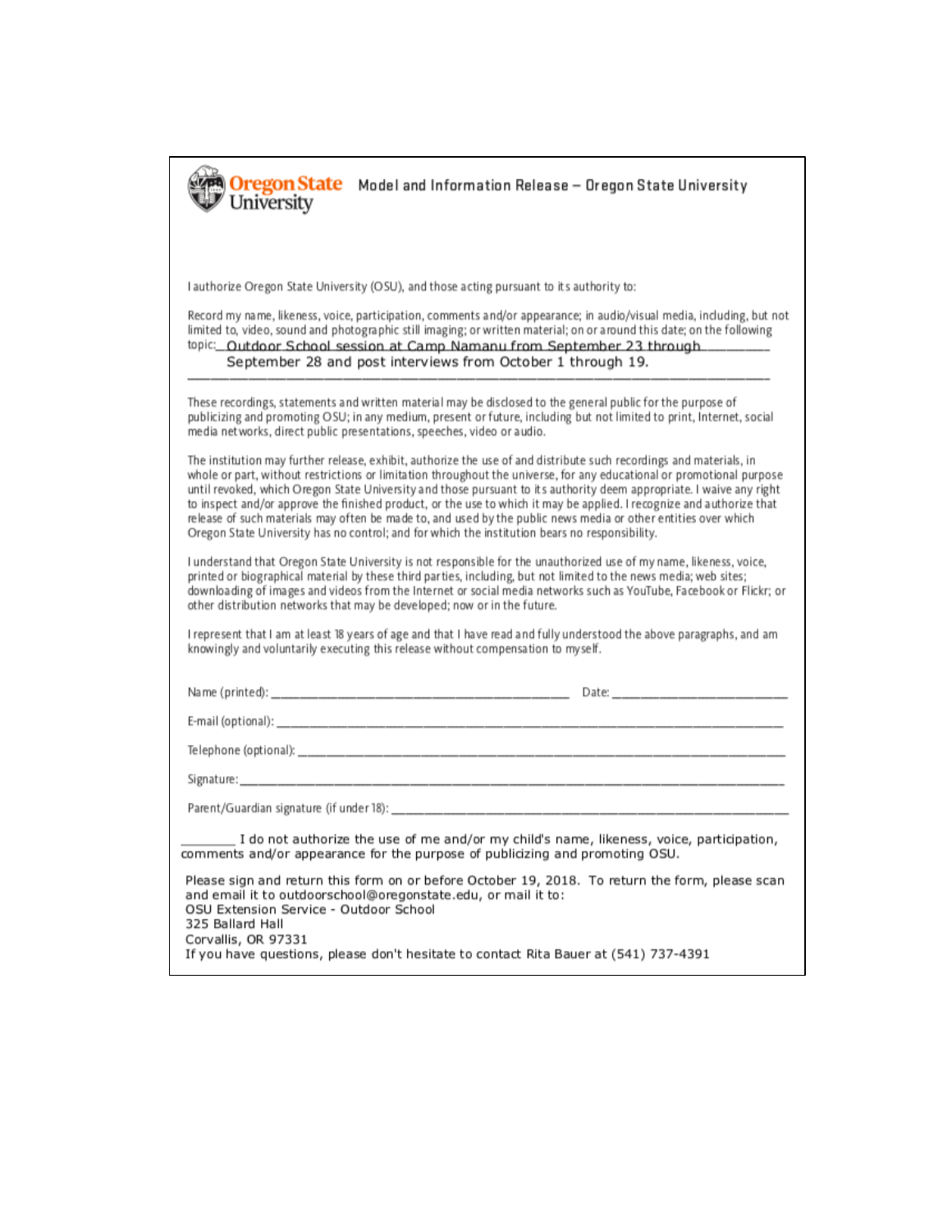Oregon State University

# Model and Information Release – Oregon State University

I authorize Oregon State University (OSU), and those acting pursuant to its authority to:

Record my name, likeness, voice, participation, comments and/or appearance; in audio/visual media, including, but not limited to, video, sound and photographic still imaging; or written material; on or around this date; on the following topic: Outdoor School session at Camp Namanu from September 23 through September 28 and post interviews from October 1 through 19.

These recordings, statements and written material may be disclosed to the general public for the purpose of publicizing and promoting OSU; in any medium, present or future, including but not limited to print, Internet, social media networks, direct public presentations, speeches, video or audio.

The institution may further release, exhibit, authorize the use of and distribute such recordings and materials, in whole or part, without restrictions or limitation throughout the universe, for any educational or promotional purpose until revoked, which Oregon State University and those pursuant to its authority deem appropriate. I waive any right to inspect and/or approve the finished product, or the use to which it may be applied. I recognize and authorize that release of such materials may often be made to, and used by the public news media or other entities over which Oregon State University has no control; and for which the institution bears no responsibility.

I understand that Oregon State University is not responsible for the unauthorized use of my name, likeness, voice, printed or biographical material by these third parties, including, but not limited to the news media; web sites; downloading of images and videos from the Internet or social media networks such as YouTube, Facebook or Flickr; or other distribution networks that may be developed; now or in the future.

I represent that I am at least 18 years of age and that I have read and fully understood the above paragraphs, and am knowingly and voluntarily executing this release without compensation to myself.

Name (printed): ________________________________ Date: ____________________

E-mail (optional): ______________________________________________________

Telephone (optional): ____________________________________________________

Signature: _____________________________________________________________

Parent/Guardian signature (if under 18): ____________________________________

_______ I do not authorize the use of me and/or my child's name, likeness, voice, participation, comments and/or appearance for the purpose of publicizing and promoting OSU.

Please sign and return this form on or before October 19, 2018. To return the form, please scan and email it to outdoorschool@oregonstate.edu, or mail it to:
OSU Extension Service - Outdoor School
325 Ballard Hall
Corvallis, OR 97331
If you have questions, please don't hesitate to contact Rita Bauer at (541) 737-4391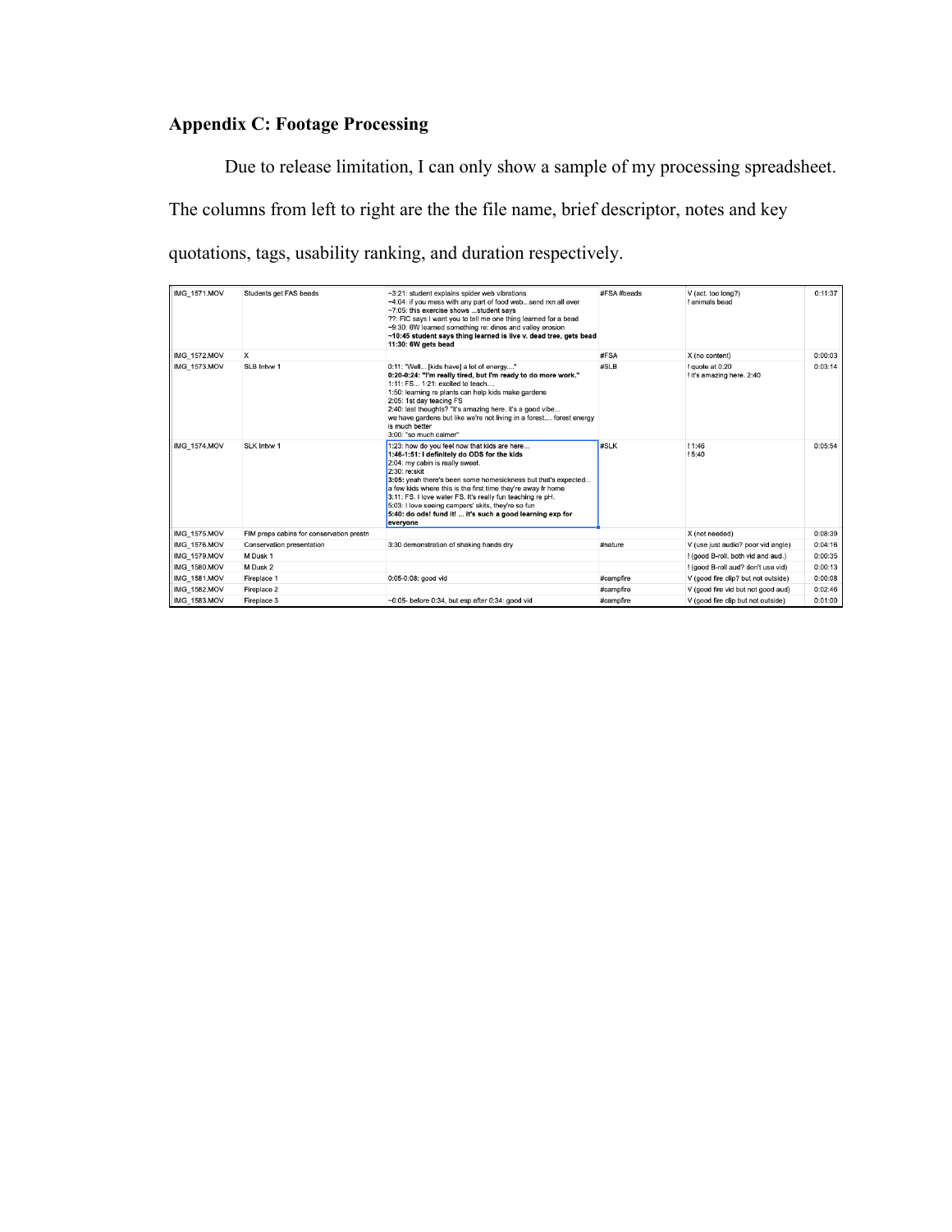## Appendix C: Footage Processing

Due to release limitation, I can only show a sample of my processing spreadsheet. The columns from left to right are the the file name, brief descriptor, notes and key quotations, tags, usability ranking, and duration respectively.

| | | | | | |
|---|---|---|---|---|---|
| IMG_1571.MOV | Students get FAS beads | ~3:21: student explains spider web vibrations<br>~4:04: if you mess with any part of food web...send rxn all over<br>~7:05: this exercise shows ...student says<br>??: FIC says I want you to tell me one thing learned for a bead<br>~9:30: 6W learned something re: dinos and valley erosion<br>**~10:45 student says thing learned is live v. dead tree, gets bead**<br>**11:30: 6W gets bead** | #FSA #beads | V (act. too long?)<br>! animals bead | 0:11:37 |
| IMG_1572.MOV | X | | #FSA | X (no content) | 0:00:03 |
| IMG_1573.MOV | SLB Intvw 1 | 0:11: "Well... [kids have] a lot of energy...."<br>**0:20-0:24: "I'm really tired, but I'm ready to do more work."**<br>1:11: FS... 1:21: excited to teach....<br>1:50: learning re plants can help kids make gardens<br>**2:05: 1st day teacing FS**<br>2:40: last thoughts? "it's amazing here. it's a good vibe...<br>we have gardens but like we're not living in a forest.... forest energy is much better<br>3:00: "so much calmer" | #SLB | ! quote at 0:20<br>! it's amazing here. 2:40 | 0:03:14 |
| IMG_1574.MOV | SLK Intvw 1 | 1:23: how do you feel now that kids are here...<br>**1:46-1:51: I definitely do ODS for the kids**<br>2:04: my cabin is really sweet.<br>2:30: re:skit<br>**3:05:** yeah there's been some homesickness but that's expected...<br>a few kids where this is the first time they're away fr home<br>3:11: FS. I love water FS. It's really fun teaching re pH.<br>5:03: I love seeing campers' skits, they're so fun<br>**5:40: do ods! fund it! ... it's such a good learning exp for everyone** | #SLK | ! 1:46<br>! 5:40 | 0:05:54 |
| IMG_1575.MOV | FIM preps cabins for conservation prestn | | | X (not needed) | 0:08:39 |
| IMG_1576.MOV | Conservation presentation | 3:30 demonstration of shaking hands dry | #nature | V (use just audio? poor vid angle) | 0:04:16 |
| IMG_1579.MOV | M Dusk 1 | | | ! (good B-roll, both vid and aud.) | 0:00:35 |
| IMG_1580.MOV | M Dusk 2 | | | ! (good B-roll aud? don't use vid) | 0:00:13 |
| IMG_1581.MOV | Fireplace 1 | 0:05-0:08: good vid | #campfire | V (good fire clip? but not outside) | 0:00:08 |
| IMG_1582.MOV | Fireplace 2 | | #campfire | V (good fire vid but not good aud) | 0:02:46 |
| IMG_1583.MOV | Fireplace 3 | ~0:05- before 0:34, but esp after 0:34: good vid | #campfire | V (good fire clip but not outside) | 0:01:00 |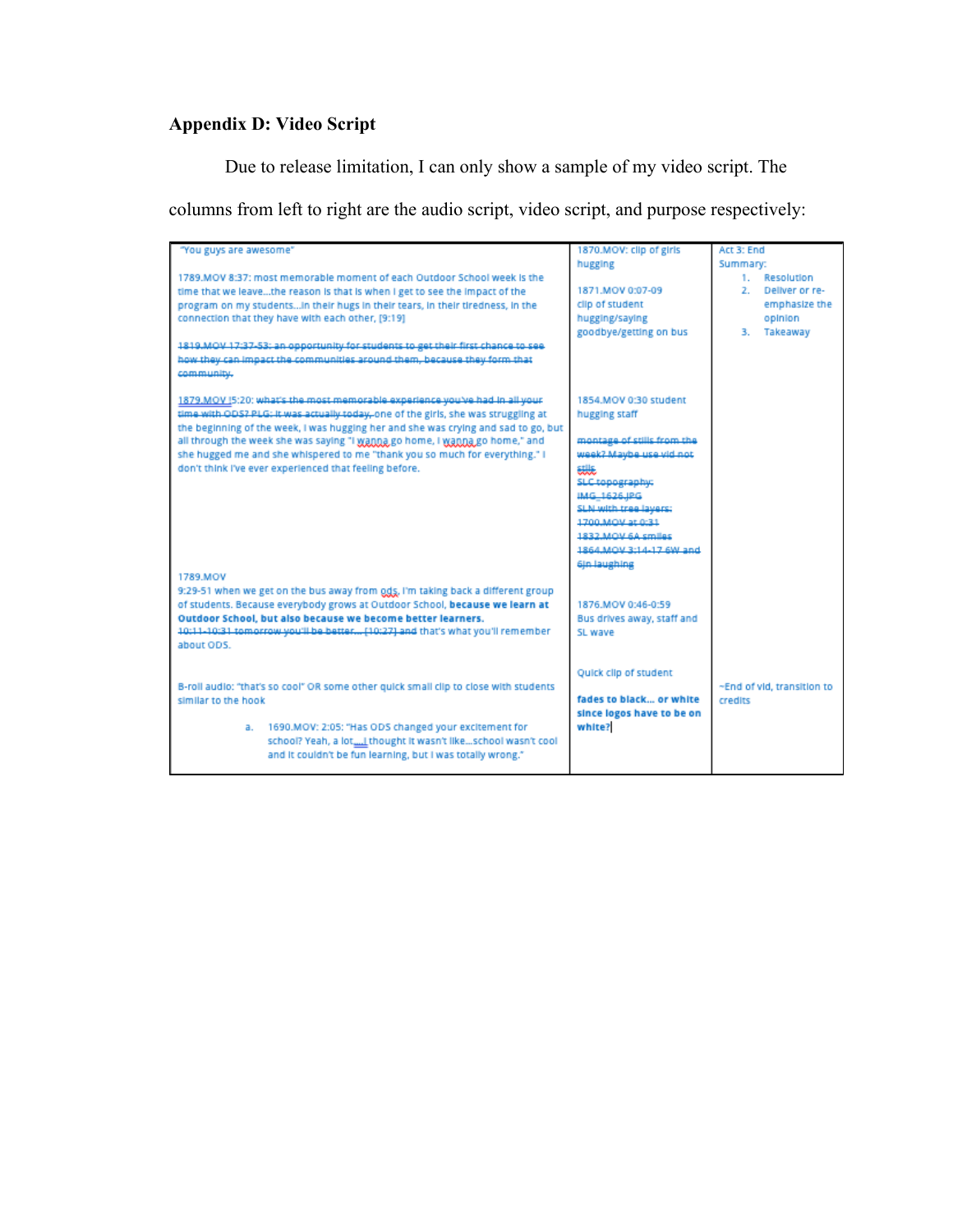## Appendix D: Video Script

Due to release limitation, I can only show a sample of my video script. The columns from left to right are the audio script, video script, and purpose respectively:

| | | |
|---|---|---|
| "You guys are awesome"<br><br>1789.MOV 8:37: most memorable moment of each Outdoor School week is the time that we leave...the reason is that is when I get to see the impact of the program on my students...in their hugs in their tears, in their tiredness, in the connection that they have with each other, [9:19]<br><br>~~1819.MOV 17:37-53: an opportunity for students to get their first chance to see how they can impact the communities around them, because they form that community.~~<br><br>1879.MOV 15:20: ~~what's the most memorable experience you've had in all your time with ODS? PLG: It was actually today,~~ one of the girls, she was struggling at the beginning of the week, I was hugging her and she was crying and sad to go, but all through the week she was saying "I wanna go home, I wanna go home," and she hugged me and she whispered to me "thank you so much for everything." I don't think I've ever experienced that feeling before. | 1870.MOV: clip of girls hugging<br><br>1871.MOV 0:07-09 clip of student hugging/saying goodbye/getting on bus<br><br>1854.MOV 0:30 student hugging staff<br><br>~~montage of stills from the week? Maybe use vid not stils~~<br>~~SLC topography: IMG_1626.JPG~~<br>~~SLN with tree layers: 1700.MOV at 0:31~~<br>~~1832.MOV 6A smiles~~<br>~~1864.MOV 3:14-17 6W and 6Jn laughing~~ | Act 3: End<br>Summary:<br>1. Resolution<br>2. Deliver or re-emphasize the opinion<br>3. Takeaway |
| 1789.MOV<br>9:29-51 when we get on the bus away from ods, I'm taking back a different group of students. Because everybody grows at Outdoor School, **because we learn at Outdoor School, but also because we become better learners.** ~~10:11-10:31 tomorrow you'll be better... [10:27] and~~ that's what you'll remember about ODS. | 1876.MOV 0:46-0:59<br>Bus drives away, staff and SL wave | |
| B-roll audio: "that's so cool" OR some other quick small clip to close with students similar to the hook<br><br>a. 1690.MOV: 2:05: "Has ODS changed your excitement for school? Yeah, a lot....I thought it wasn't like...school wasn't cool and it couldn't be fun learning, but I was totally wrong." | Quick clip of student<br><br>**fades to black... or white since logos have to be on white?** | ~End of vid, transition to credits |